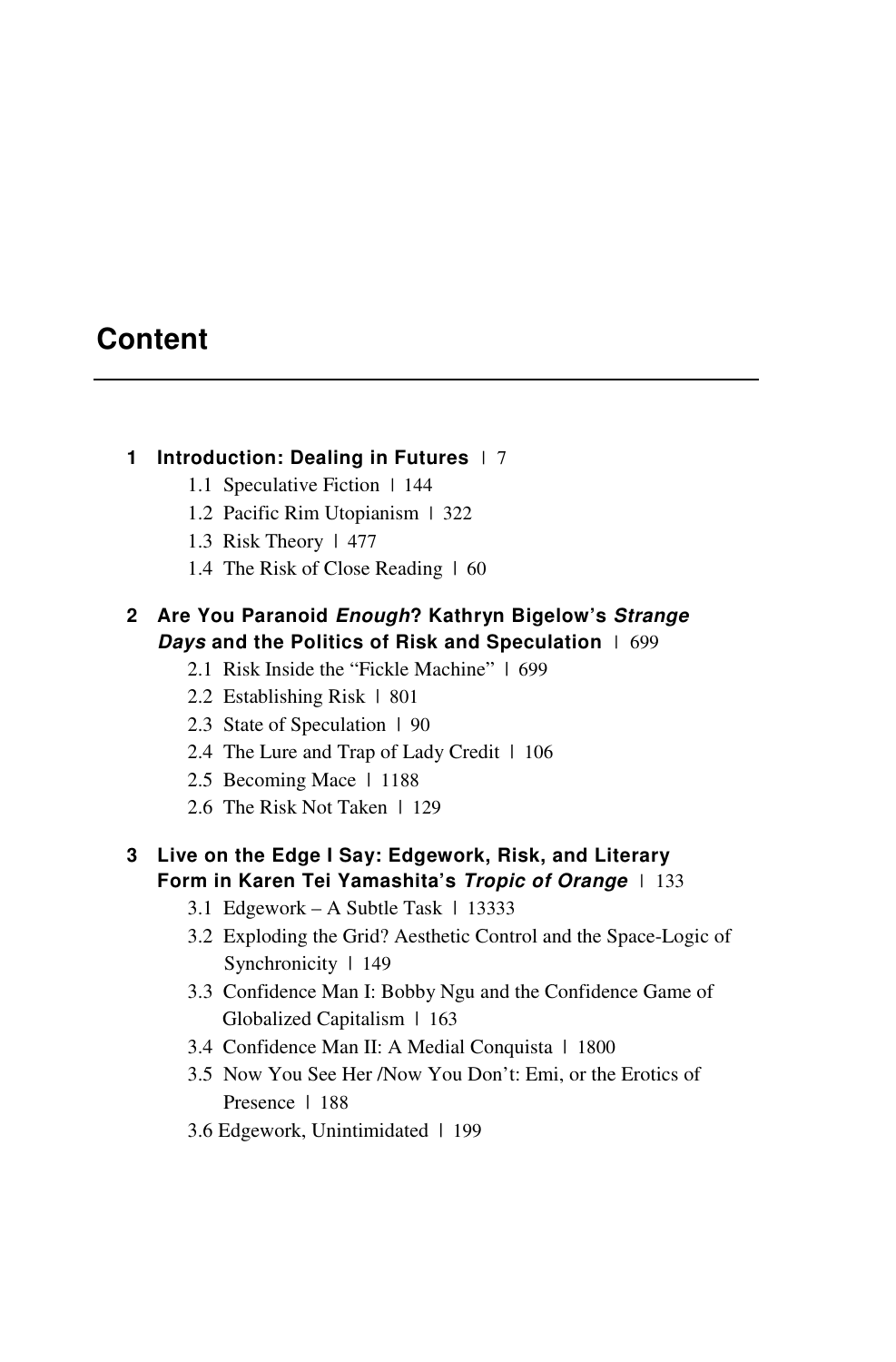# Content

**1 Introduction: Dealing in Futures** | 7

- 1.1 Speculative Fiction | 144
- 1.2 Pacific Rim Utopianism | 322
- 1.3 Risk Theory | 477
- 1.4 The Risk of Close Reading | 60

**2 Are You Paranoid *Enough*? Kathryn Bigelow's *Strange Days* and the Politics of Risk and Speculation** | 699

- 2.1 Risk Inside the "Fickle Machine" | 699
- 2.2 Establishing Risk | 801
- 2.3 State of Speculation | 90
- 2.4 The Lure and Trap of Lady Credit | 106
- 2.5 Becoming Mace | 1188
- 2.6 The Risk Not Taken | 129

**3 Live on the Edge I Say: Edgework, Risk, and Literary Form in Karen Tei Yamashita's *Tropic of Orange*** | 133

- 3.1 Edgework – A Subtle Task | 13333
- 3.2 Exploding the Grid? Aesthetic Control and the Space-Logic of Synchronicity | 149
- 3.3 Confidence Man I: Bobby Ngu and the Confidence Game of Globalized Capitalism | 163
- 3.4 Confidence Man II: A Medial Conquista | 1800
- 3.5 Now You See Her /Now You Don't: Emi, or the Erotics of Presence | 188
- 3.6 Edgework, Unintimidated | 199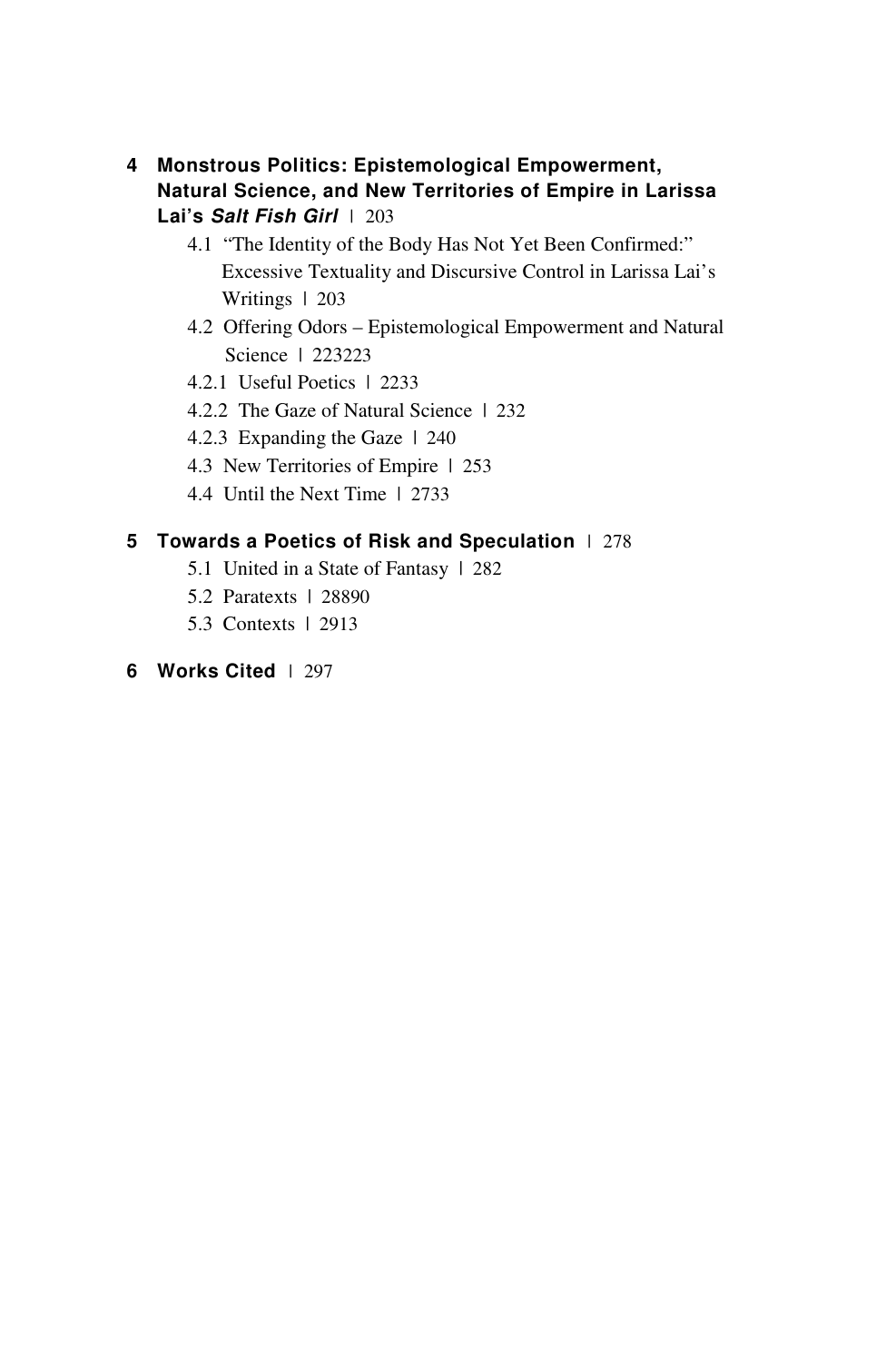**4 Monstrous Politics: Epistemological Empowerment, Natural Science, and New Territories of Empire in Larissa Lai's *Salt Fish Girl*** | 203

- 4.1 "The Identity of the Body Has Not Yet Been Confirmed:" Excessive Textuality and Discursive Control in Larissa Lai's Writings | 203
- 4.2 Offering Odors – Epistemological Empowerment and Natural Science | 223223
- 4.2.1 Useful Poetics | 2233
- 4.2.2 The Gaze of Natural Science | 232
- 4.2.3 Expanding the Gaze | 240
- 4.3 New Territories of Empire | 253
- 4.4 Until the Next Time | 2733

**5 Towards a Poetics of Risk and Speculation** | 278

- 5.1 United in a State of Fantasy | 282
- 5.2 Paratexts | 28890
- 5.3 Contexts | 2913

**6 Works Cited** | 297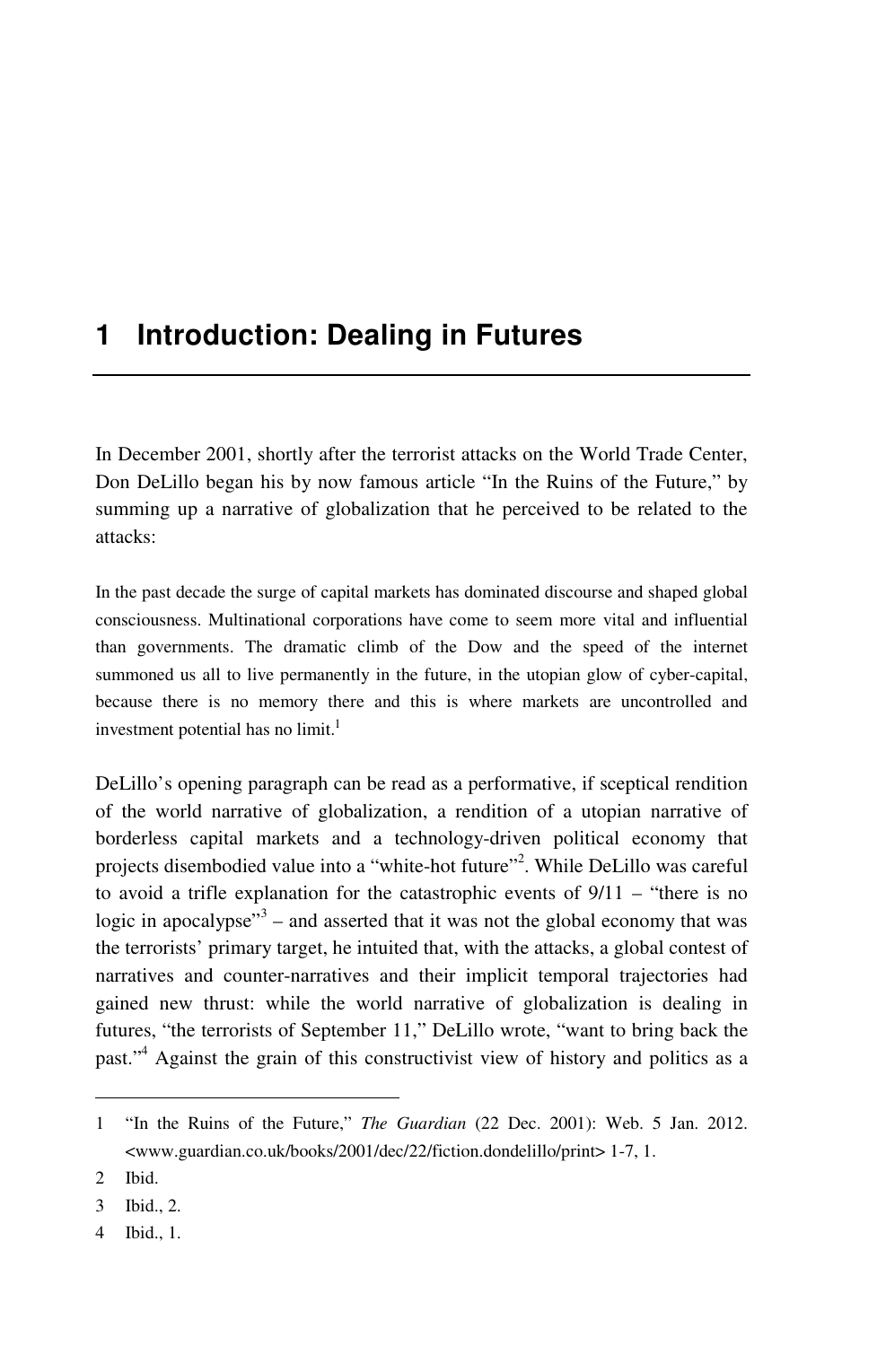# 1 Introduction: Dealing in Futures

In December 2001, shortly after the terrorist attacks on the World Trade Center, Don DeLillo began his by now famous article "In the Ruins of the Future," by summing up a narrative of globalization that he perceived to be related to the attacks:

> In the past decade the surge of capital markets has dominated discourse and shaped global consciousness. Multinational corporations have come to seem more vital and influential than governments. The dramatic climb of the Dow and the speed of the internet summoned us all to live permanently in the future, in the utopian glow of cyber-capital, because there is no memory there and this is where markets are uncontrolled and investment potential has no limit.[1]

DeLillo's opening paragraph can be read as a performative, if sceptical rendition of the world narrative of globalization, a rendition of a utopian narrative of borderless capital markets and a technology-driven political economy that projects disembodied value into a "white-hot future"[2]. While DeLillo was careful to avoid a trifle explanation for the catastrophic events of 9/11 – "there is no logic in apocalypse"[3] – and asserted that it was not the global economy that was the terrorists' primary target, he intuited that, with the attacks, a global contest of narratives and counter-narratives and their implicit temporal trajectories had gained new thrust: while the world narrative of globalization is dealing in futures, "the terrorists of September 11," DeLillo wrote, "want to bring back the past."[4] Against the grain of this constructivist view of history and politics as a

---

1 "In the Ruins of the Future," *The Guardian* (22 Dec. 2001): Web. 5 Jan. 2012. <www.guardian.co.uk/books/2001/dec/22/fiction.dondelillo/print> 1-7, 1.

2 Ibid.

3 Ibid., 2.

4 Ibid., 1.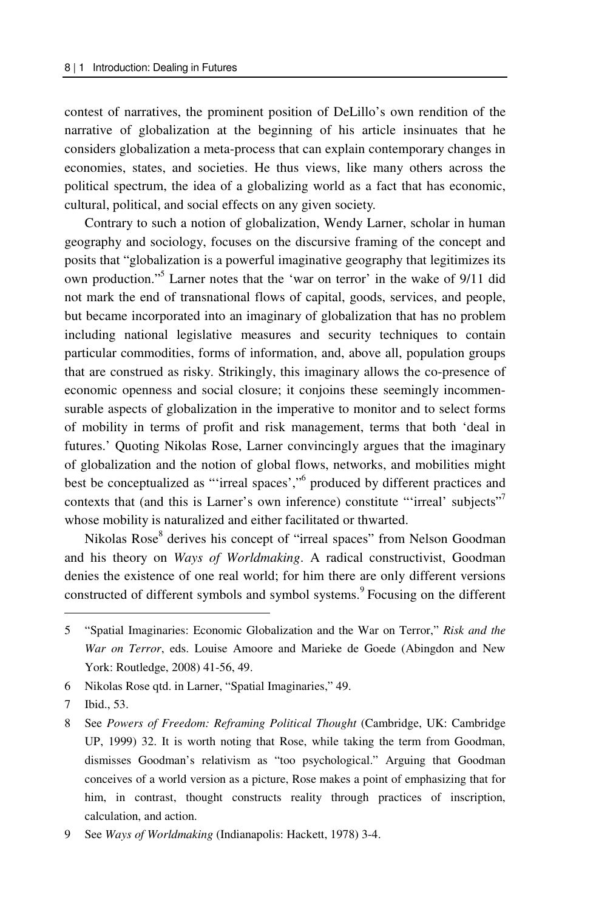contest of narratives, the prominent position of DeLillo's own rendition of the narrative of globalization at the beginning of his article insinuates that he considers globalization a meta-process that can explain contemporary changes in economies, states, and societies. He thus views, like many others across the political spectrum, the idea of a globalizing world as a fact that has economic, cultural, political, and social effects on any given society.

Contrary to such a notion of globalization, Wendy Larner, scholar in human geography and sociology, focuses on the discursive framing of the concept and posits that "globalization is a powerful imaginative geography that legitimizes its own production."[5] Larner notes that the 'war on terror' in the wake of 9/11 did not mark the end of transnational flows of capital, goods, services, and people, but became incorporated into an imaginary of globalization that has no problem including national legislative measures and security techniques to contain particular commodities, forms of information, and, above all, population groups that are construed as risky. Strikingly, this imaginary allows the co-presence of economic openness and social closure; it conjoins these seemingly incommensurable aspects of globalization in the imperative to monitor and to select forms of mobility in terms of profit and risk management, terms that both 'deal in futures.' Quoting Nikolas Rose, Larner convincingly argues that the imaginary of globalization and the notion of global flows, networks, and mobilities might best be conceptualized as "'irreal spaces',"[6] produced by different practices and contexts that (and this is Larner's own inference) constitute "'irreal' subjects"[7] whose mobility is naturalized and either facilitated or thwarted.

Nikolas Rose[8] derives his concept of "irreal spaces" from Nelson Goodman and his theory on *Ways of Worldmaking*. A radical constructivist, Goodman denies the existence of one real world; for him there are only different versions constructed of different symbols and symbol systems.[9] Focusing on the different

---

5 "Spatial Imaginaries: Economic Globalization and the War on Terror," *Risk and the War on Terror*, eds. Louise Amoore and Marieke de Goede (Abingdon and New York: Routledge, 2008) 41-56, 49.

6 Nikolas Rose qtd. in Larner, "Spatial Imaginaries," 49.

7 Ibid., 53.

8 See *Powers of Freedom: Reframing Political Thought* (Cambridge, UK: Cambridge UP, 1999) 32. It is worth noting that Rose, while taking the term from Goodman, dismisses Goodman's relativism as "too psychological." Arguing that Goodman conceives of a world version as a picture, Rose makes a point of emphasizing that for him, in contrast, thought constructs reality through practices of inscription, calculation, and action.

9 See *Ways of Worldmaking* (Indianapolis: Hackett, 1978) 3-4.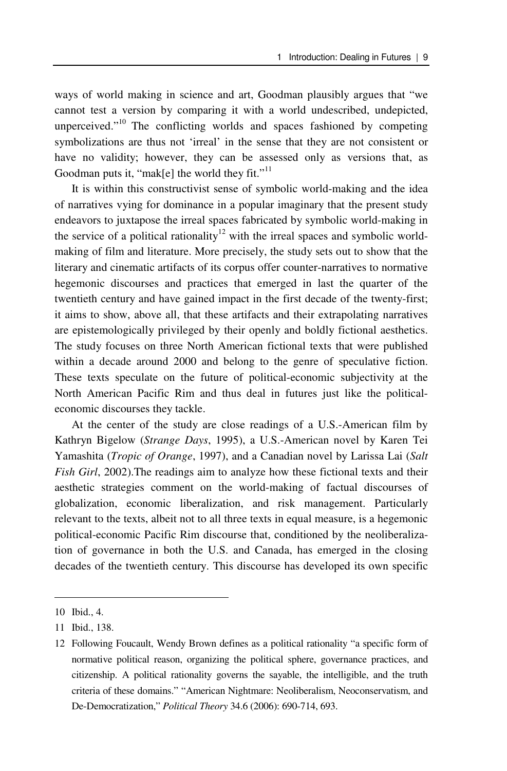ways of world making in science and art, Goodman plausibly argues that "we cannot test a version by comparing it with a world undescribed, undepicted, unperceived."[10] The conflicting worlds and spaces fashioned by competing symbolizations are thus not 'irreal' in the sense that they are not consistent or have no validity; however, they can be assessed only as versions that, as Goodman puts it, "mak[e] the world they fit."[11]

It is within this constructivist sense of symbolic world-making and the idea of narratives vying for dominance in a popular imaginary that the present study endeavors to juxtapose the irreal spaces fabricated by symbolic world-making in the service of a political rationality[12] with the irreal spaces and symbolic world-making of film and literature. More precisely, the study sets out to show that the literary and cinematic artifacts of its corpus offer counter-narratives to normative hegemonic discourses and practices that emerged in last the quarter of the twentieth century and have gained impact in the first decade of the twenty-first; it aims to show, above all, that these artifacts and their extrapolating narratives are epistemologically privileged by their openly and boldly fictional aesthetics. The study focuses on three North American fictional texts that were published within a decade around 2000 and belong to the genre of speculative fiction. These texts speculate on the future of political-economic subjectivity at the North American Pacific Rim and thus deal in futures just like the political-economic discourses they tackle.

At the center of the study are close readings of a U.S.-American film by Kathryn Bigelow (*Strange Days*, 1995), a U.S.-American novel by Karen Tei Yamashita (*Tropic of Orange*, 1997), and a Canadian novel by Larissa Lai (*Salt Fish Girl*, 2002).The readings aim to analyze how these fictional texts and their aesthetic strategies comment on the world-making of factual discourses of globalization, economic liberalization, and risk management. Particularly relevant to the texts, albeit not to all three texts in equal measure, is a hegemonic political-economic Pacific Rim discourse that, conditioned by the neoliberalization of governance in both the U.S. and Canada, has emerged in the closing decades of the twentieth century. This discourse has developed its own specific

---

10 Ibid., 4.

11 Ibid., 138.

12 Following Foucault, Wendy Brown defines as a political rationality "a specific form of normative political reason, organizing the political sphere, governance practices, and citizenship. A political rationality governs the sayable, the intelligible, and the truth criteria of these domains." "American Nightmare: Neoliberalism, Neoconservatism, and De-Democratization," *Political Theory* 34.6 (2006): 690-714, 693.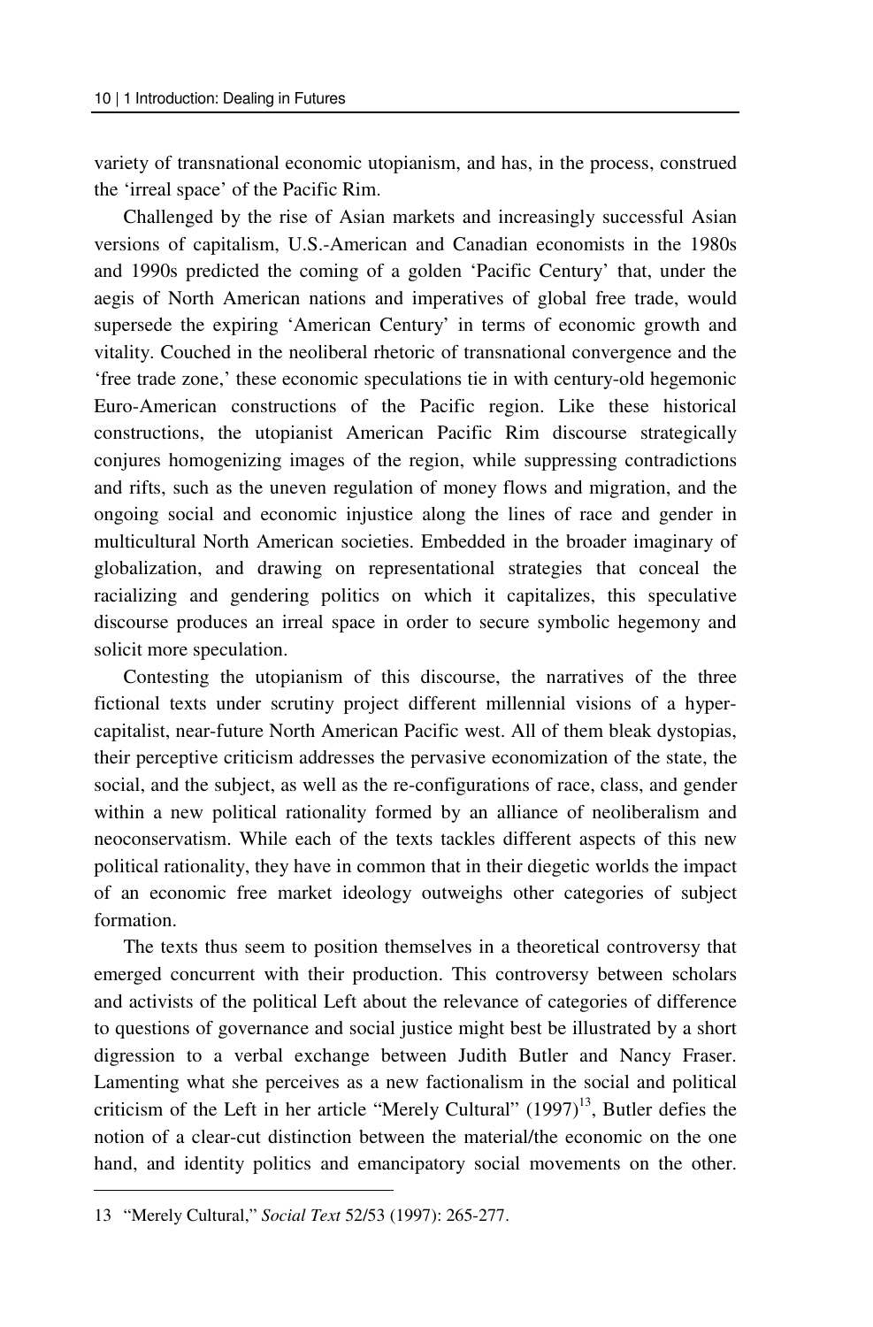variety of transnational economic utopianism, and has, in the process, construed the 'irreal space' of the Pacific Rim.

Challenged by the rise of Asian markets and increasingly successful Asian versions of capitalism, U.S.-American and Canadian economists in the 1980s and 1990s predicted the coming of a golden 'Pacific Century' that, under the aegis of North American nations and imperatives of global free trade, would supersede the expiring 'American Century' in terms of economic growth and vitality. Couched in the neoliberal rhetoric of transnational convergence and the 'free trade zone,' these economic speculations tie in with century-old hegemonic Euro-American constructions of the Pacific region. Like these historical constructions, the utopianist American Pacific Rim discourse strategically conjures homogenizing images of the region, while suppressing contradictions and rifts, such as the uneven regulation of money flows and migration, and the ongoing social and economic injustice along the lines of race and gender in multicultural North American societies. Embedded in the broader imaginary of globalization, and drawing on representational strategies that conceal the racializing and gendering politics on which it capitalizes, this speculative discourse produces an irreal space in order to secure symbolic hegemony and solicit more speculation.

Contesting the utopianism of this discourse, the narratives of the three fictional texts under scrutiny project different millennial visions of a hyper-capitalist, near-future North American Pacific west. All of them bleak dystopias, their perceptive criticism addresses the pervasive economization of the state, the social, and the subject, as well as the re-configurations of race, class, and gender within a new political rationality formed by an alliance of neoliberalism and neoconservatism. While each of the texts tackles different aspects of this new political rationality, they have in common that in their diegetic worlds the impact of an economic free market ideology outweighs other categories of subject formation.

The texts thus seem to position themselves in a theoretical controversy that emerged concurrent with their production. This controversy between scholars and activists of the political Left about the relevance of categories of difference to questions of governance and social justice might best be illustrated by a short digression to a verbal exchange between Judith Butler and Nancy Fraser. Lamenting what she perceives as a new factionalism in the social and political criticism of the Left in her article "Merely Cultural" (1997)[13], Butler defies the notion of a clear-cut distinction between the material/the economic on the one hand, and identity politics and emancipatory social movements on the other.

---

13 "Merely Cultural," *Social Text* 52/53 (1997): 265-277.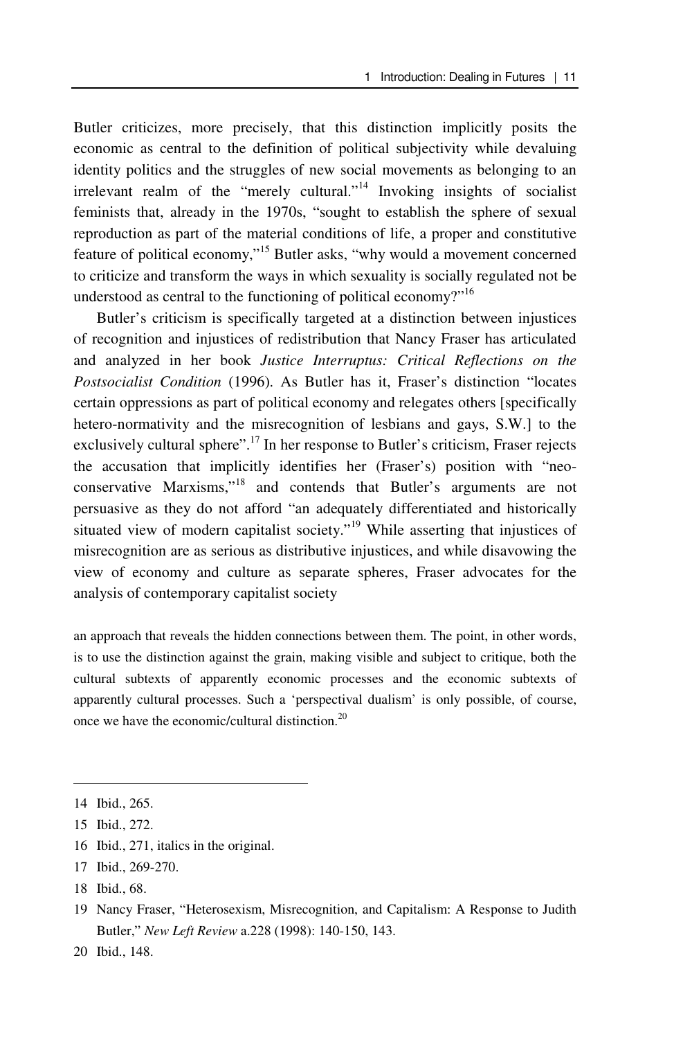Butler criticizes, more precisely, that this distinction implicitly posits the economic as central to the definition of political subjectivity while devaluing identity politics and the struggles of new social movements as belonging to an irrelevant realm of the "merely cultural."[14] Invoking insights of socialist feminists that, already in the 1970s, "sought to establish the sphere of sexual reproduction as part of the material conditions of life, a proper and constitutive feature of political economy,"[15] Butler asks, "why would a movement concerned to criticize and transform the ways in which sexuality is socially regulated not be understood as central to the functioning of political economy?"[16]

Butler's criticism is specifically targeted at a distinction between injustices of recognition and injustices of redistribution that Nancy Fraser has articulated and analyzed in her book *Justice Interruptus: Critical Reflections on the Postsocialist Condition* (1996). As Butler has it, Fraser's distinction "locates certain oppressions as part of political economy and relegates others [specifically hetero-normativity and the misrecognition of lesbians and gays, S.W.] to the exclusively cultural sphere".[17] In her response to Butler's criticism, Fraser rejects the accusation that implicitly identifies her (Fraser's) position with "neo-conservative Marxisms,"[18] and contends that Butler's arguments are not persuasive as they do not afford "an adequately differentiated and historically situated view of modern capitalist society."[19] While asserting that injustices of misrecognition are as serious as distributive injustices, and while disavowing the view of economy and culture as separate spheres, Fraser advocates for the analysis of contemporary capitalist society

> an approach that reveals the hidden connections between them. The point, in other words, is to use the distinction against the grain, making visible and subject to critique, both the cultural subtexts of apparently economic processes and the economic subtexts of apparently cultural processes. Such a 'perspectival dualism' is only possible, of course, once we have the economic/cultural distinction.[20]

---

14 Ibid., 265.

15 Ibid., 272.

16 Ibid., 271, italics in the original.

17 Ibid., 269-270.

18 Ibid., 68.

19 Nancy Fraser, "Heterosexism, Misrecognition, and Capitalism: A Response to Judith Butler," *New Left Review* a.228 (1998): 140-150, 143.

20 Ibid., 148.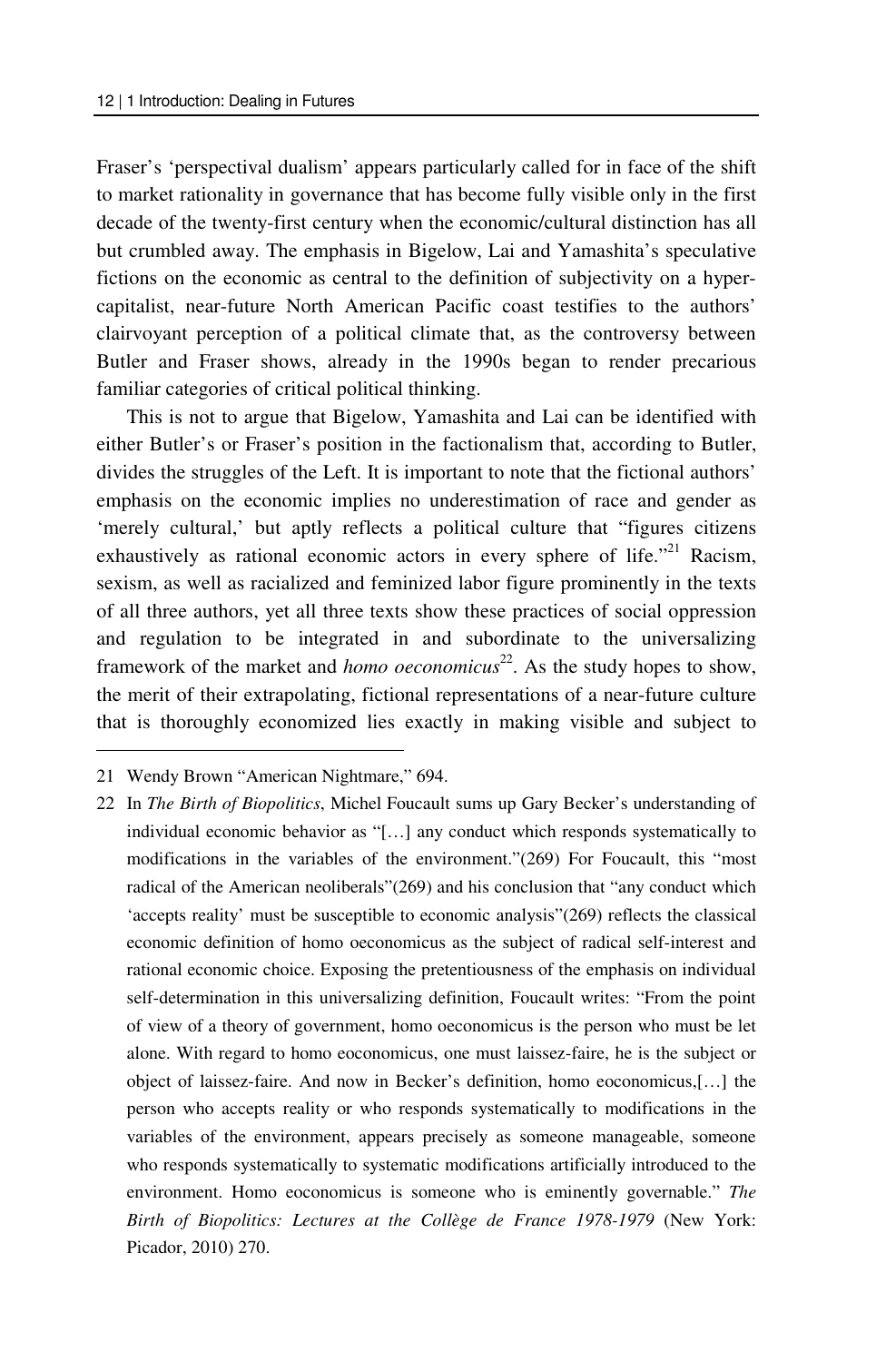Fraser's 'perspectival dualism' appears particularly called for in face of the shift to market rationality in governance that has become fully visible only in the first decade of the twenty-first century when the economic/cultural distinction has all but crumbled away. The emphasis in Bigelow, Lai and Yamashita's speculative fictions on the economic as central to the definition of subjectivity on a hyper-capitalist, near-future North American Pacific coast testifies to the authors' clairvoyant perception of a political climate that, as the controversy between Butler and Fraser shows, already in the 1990s began to render precarious familiar categories of critical political thinking.

This is not to argue that Bigelow, Yamashita and Lai can be identified with either Butler's or Fraser's position in the factionalism that, according to Butler, divides the struggles of the Left. It is important to note that the fictional authors' emphasis on the economic implies no underestimation of race and gender as 'merely cultural,' but aptly reflects a political culture that "figures citizens exhaustively as rational economic actors in every sphere of life."[21] Racism, sexism, as well as racialized and feminized labor figure prominently in the texts of all three authors, yet all three texts show these practices of social oppression and regulation to be integrated in and subordinate to the universalizing framework of the market and *homo oeconomicus*[22]. As the study hopes to show, the merit of their extrapolating, fictional representations of a near-future culture that is thoroughly economized lies exactly in making visible and subject to

---

21 Wendy Brown "American Nightmare," 694.

22 In *The Birth of Biopolitics*, Michel Foucault sums up Gary Becker's understanding of individual economic behavior as "[…] any conduct which responds systematically to modifications in the variables of the environment."(269) For Foucault, this "most radical of the American neoliberals"(269) and his conclusion that "any conduct which 'accepts reality' must be susceptible to economic analysis"(269) reflects the classical economic definition of homo oeconomicus as the subject of radical self-interest and rational economic choice. Exposing the pretentiousness of the emphasis on individual self-determination in this universalizing definition, Foucault writes: "From the point of view of a theory of government, homo oeconomicus is the person who must be let alone. With regard to homo eoconomicus, one must laissez-faire, he is the subject or object of laissez-faire. And now in Becker's definition, homo eoconomicus,[…] the person who accepts reality or who responds systematically to modifications in the variables of the environment, appears precisely as someone manageable, someone who responds systematically to systematic modifications artificially introduced to the environment. Homo eoconomicus is someone who is eminently governable." *The Birth of Biopolitics: Lectures at the Collège de France 1978-1979* (New York: Picador, 2010) 270.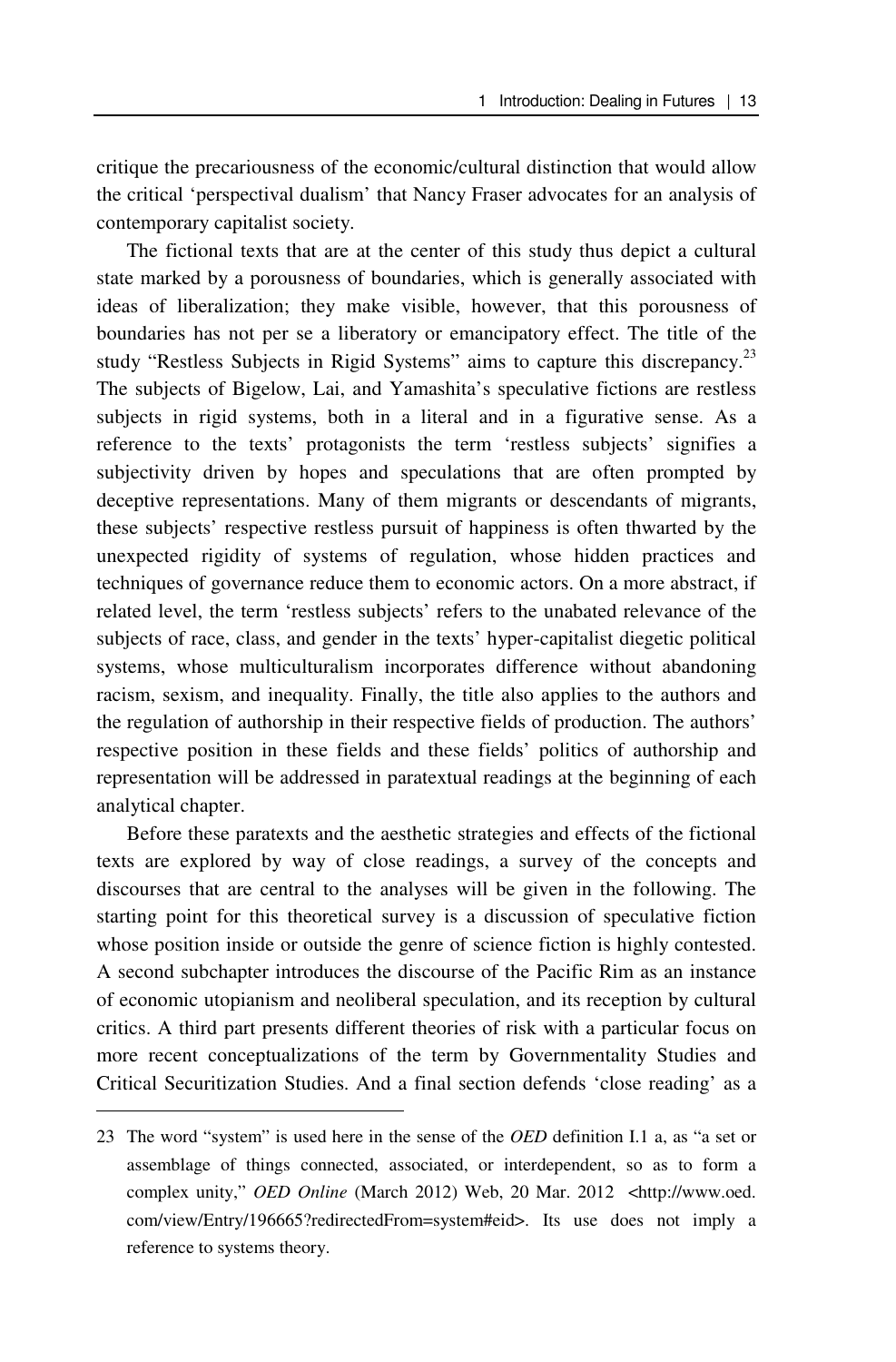critique the precariousness of the economic/cultural distinction that would allow the critical 'perspectival dualism' that Nancy Fraser advocates for an analysis of contemporary capitalist society.

The fictional texts that are at the center of this study thus depict a cultural state marked by a porousness of boundaries, which is generally associated with ideas of liberalization; they make visible, however, that this porousness of boundaries has not per se a liberatory or emancipatory effect. The title of the study "Restless Subjects in Rigid Systems" aims to capture this discrepancy.[23] The subjects of Bigelow, Lai, and Yamashita's speculative fictions are restless subjects in rigid systems, both in a literal and in a figurative sense. As a reference to the texts' protagonists the term 'restless subjects' signifies a subjectivity driven by hopes and speculations that are often prompted by deceptive representations. Many of them migrants or descendants of migrants, these subjects' respective restless pursuit of happiness is often thwarted by the unexpected rigidity of systems of regulation, whose hidden practices and techniques of governance reduce them to economic actors. On a more abstract, if related level, the term 'restless subjects' refers to the unabated relevance of the subjects of race, class, and gender in the texts' hyper-capitalist diegetic political systems, whose multiculturalism incorporates difference without abandoning racism, sexism, and inequality. Finally, the title also applies to the authors and the regulation of authorship in their respective fields of production. The authors' respective position in these fields and these fields' politics of authorship and representation will be addressed in paratextual readings at the beginning of each analytical chapter.

Before these paratexts and the aesthetic strategies and effects of the fictional texts are explored by way of close readings, a survey of the concepts and discourses that are central to the analyses will be given in the following. The starting point for this theoretical survey is a discussion of speculative fiction whose position inside or outside the genre of science fiction is highly contested. A second subchapter introduces the discourse of the Pacific Rim as an instance of economic utopianism and neoliberal speculation, and its reception by cultural critics. A third part presents different theories of risk with a particular focus on more recent conceptualizations of the term by Governmentality Studies and Critical Securitization Studies. And a final section defends 'close reading' as a

23 The word "system" is used here in the sense of the *OED* definition I.1 a, as "a set or assemblage of things connected, associated, or interdependent, so as to form a complex unity," *OED Online* (March 2012) Web, 20 Mar. 2012 <http://www.oed.com/view/Entry/196665?redirectedFrom=system#eid>. Its use does not imply a reference to systems theory.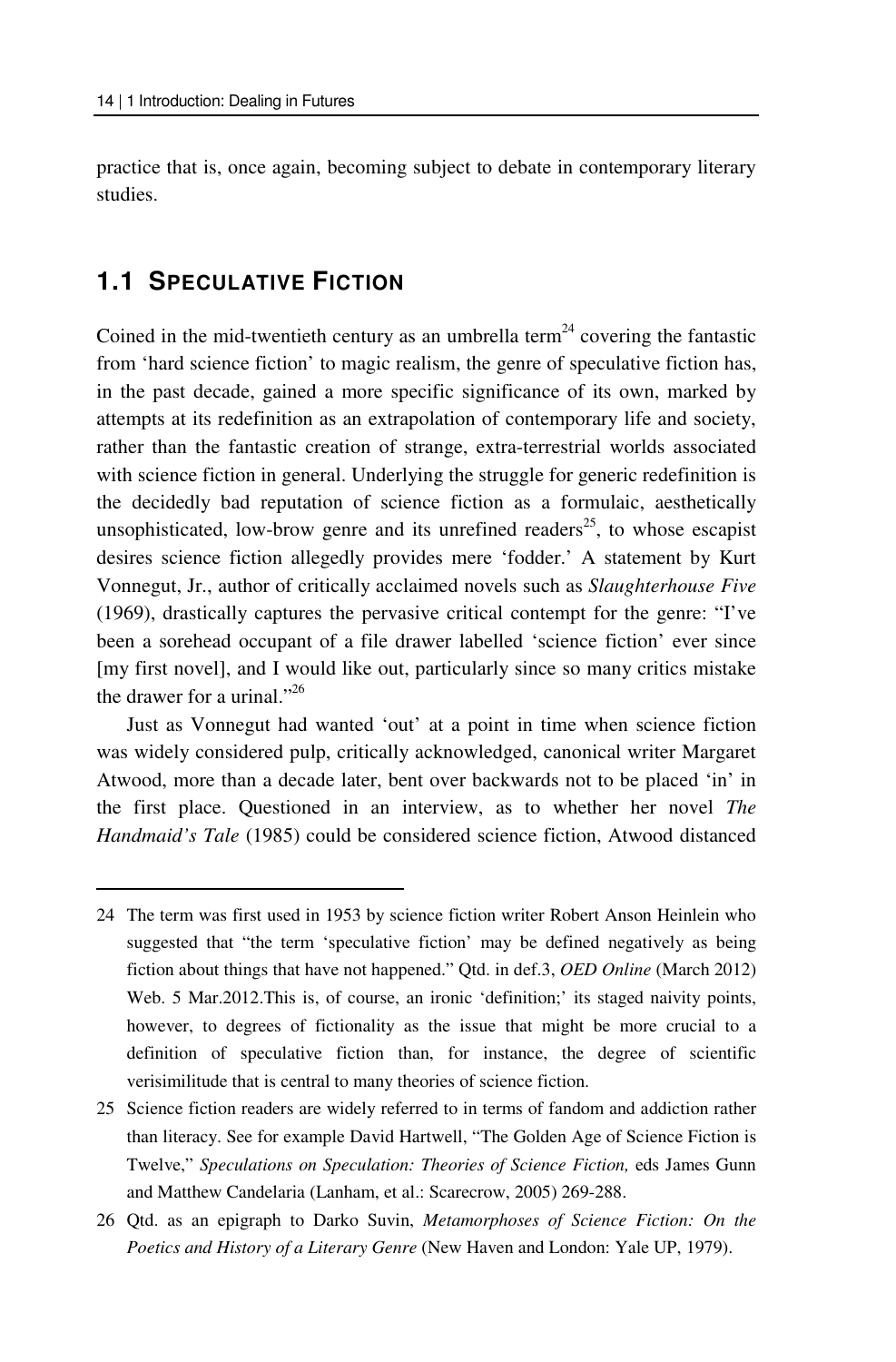practice that is, once again, becoming subject to debate in contemporary literary studies.

## 1.1 Speculative Fiction

Coined in the mid-twentieth century as an umbrella term[24] covering the fantastic from 'hard science fiction' to magic realism, the genre of speculative fiction has, in the past decade, gained a more specific significance of its own, marked by attempts at its redefinition as an extrapolation of contemporary life and society, rather than the fantastic creation of strange, extra-terrestrial worlds associated with science fiction in general. Underlying the struggle for generic redefinition is the decidedly bad reputation of science fiction as a formulaic, aesthetically unsophisticated, low-brow genre and its unrefined readers[25], to whose escapist desires science fiction allegedly provides mere 'fodder.' A statement by Kurt Vonnegut, Jr., author of critically acclaimed novels such as *Slaughterhouse Five* (1969), drastically captures the pervasive critical contempt for the genre: "I've been a sorehead occupant of a file drawer labelled 'science fiction' ever since [my first novel], and I would like out, particularly since so many critics mistake the drawer for a urinal."[26]

Just as Vonnegut had wanted 'out' at a point in time when science fiction was widely considered pulp, critically acknowledged, canonical writer Margaret Atwood, more than a decade later, bent over backwards not to be placed 'in' in the first place. Questioned in an interview, as to whether her novel *The Handmaid's Tale* (1985) could be considered science fiction, Atwood distanced

---

24 The term was first used in 1953 by science fiction writer Robert Anson Heinlein who suggested that "the term 'speculative fiction' may be defined negatively as being fiction about things that have not happened." Qtd. in def.3, *OED Online* (March 2012) Web. 5 Mar.2012.This is, of course, an ironic 'definition;' its staged naivity points, however, to degrees of fictionality as the issue that might be more crucial to a definition of speculative fiction than, for instance, the degree of scientific verisimilitude that is central to many theories of science fiction.

25 Science fiction readers are widely referred to in terms of fandom and addiction rather than literacy. See for example David Hartwell, "The Golden Age of Science Fiction is Twelve," *Speculations on Speculation: Theories of Science Fiction,* eds James Gunn and Matthew Candelaria (Lanham, et al.: Scarecrow, 2005) 269-288.

26 Qtd. as an epigraph to Darko Suvin, *Metamorphoses of Science Fiction: On the Poetics and History of a Literary Genre* (New Haven and London: Yale UP, 1979).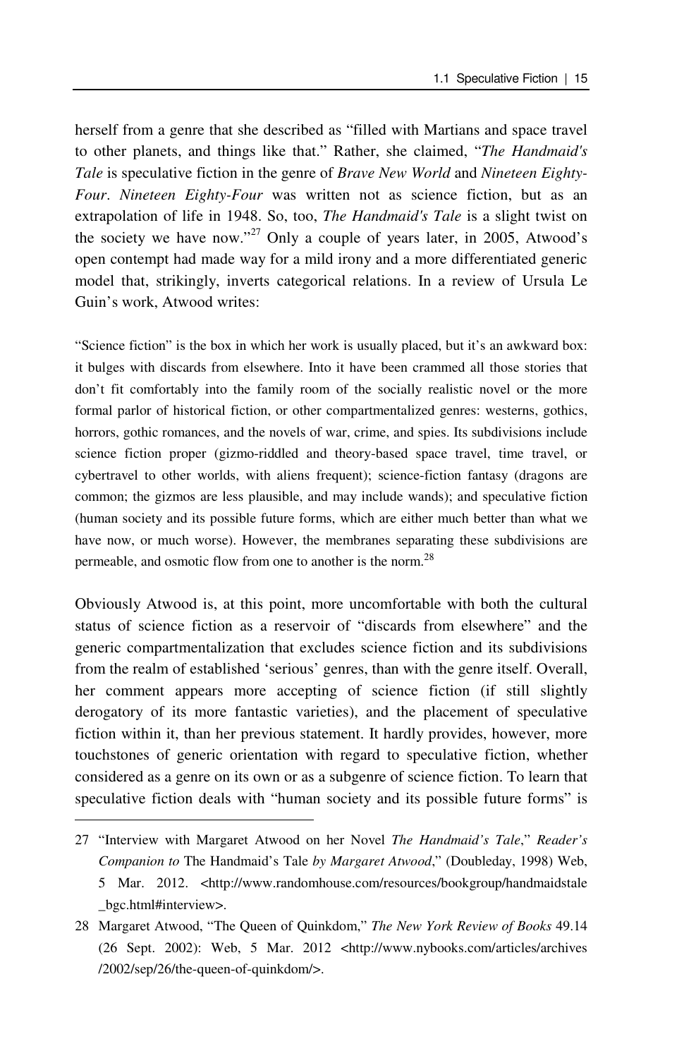herself from a genre that she described as "filled with Martians and space travel to other planets, and things like that." Rather, she claimed, "*The Handmaid's Tale* is speculative fiction in the genre of *Brave New World* and *Nineteen Eighty-Four*. *Nineteen Eighty-Four* was written not as science fiction, but as an extrapolation of life in 1948. So, too, *The Handmaid's Tale* is a slight twist on the society we have now."[27] Only a couple of years later, in 2005, Atwood's open contempt had made way for a mild irony and a more differentiated generic model that, strikingly, inverts categorical relations. In a review of Ursula Le Guin's work, Atwood writes:

> "Science fiction" is the box in which her work is usually placed, but it's an awkward box: it bulges with discards from elsewhere. Into it have been crammed all those stories that don't fit comfortably into the family room of the socially realistic novel or the more formal parlor of historical fiction, or other compartmentalized genres: westerns, gothics, horrors, gothic romances, and the novels of war, crime, and spies. Its subdivisions include science fiction proper (gizmo-riddled and theory-based space travel, time travel, or cybertravel to other worlds, with aliens frequent); science-fiction fantasy (dragons are common; the gizmos are less plausible, and may include wands); and speculative fiction (human society and its possible future forms, which are either much better than what we have now, or much worse). However, the membranes separating these subdivisions are permeable, and osmotic flow from one to another is the norm.[28]

Obviously Atwood is, at this point, more uncomfortable with both the cultural status of science fiction as a reservoir of "discards from elsewhere" and the generic compartmentalization that excludes science fiction and its subdivisions from the realm of established 'serious' genres, than with the genre itself. Overall, her comment appears more accepting of science fiction (if still slightly derogatory of its more fantastic varieties), and the placement of speculative fiction within it, than her previous statement. It hardly provides, however, more touchstones of generic orientation with regard to speculative fiction, whether considered as a genre on its own or as a subgenre of science fiction. To learn that speculative fiction deals with "human society and its possible future forms" is

---

27 "Interview with Margaret Atwood on her Novel *The Handmaid's Tale*," *Reader's Companion to* The Handmaid's Tale *by Margaret Atwood*," (Doubleday, 1998) Web, 5 Mar. 2012. <http://www.randomhouse.com/resources/bookgroup/handmaidstale_bgc.html#interview>.

28 Margaret Atwood, "The Queen of Quinkdom," *The New York Review of Books* 49.14 (26 Sept. 2002): Web, 5 Mar. 2012 <http://www.nybooks.com/articles/archives/2002/sep/26/the-queen-of-quinkdom/>.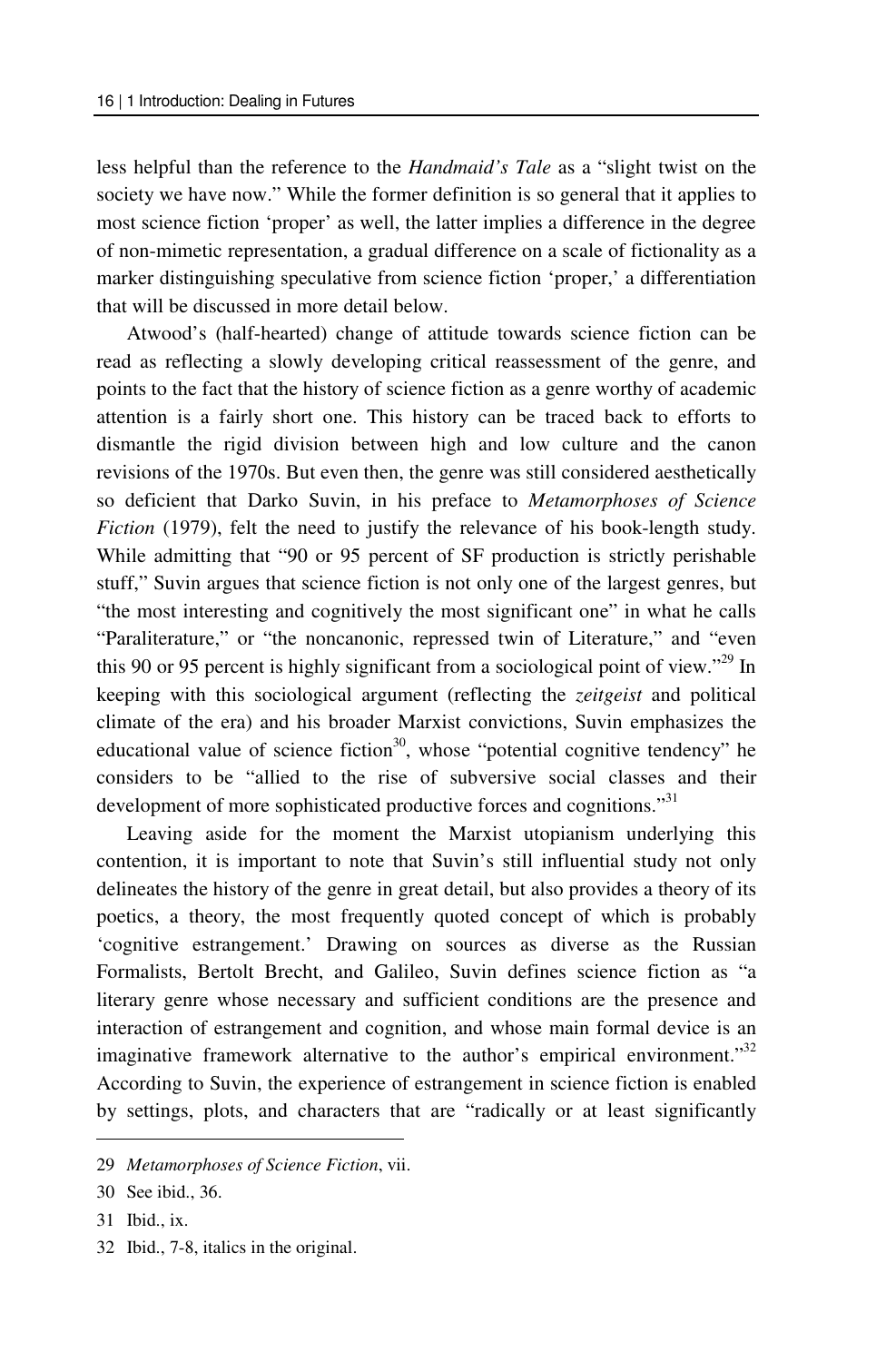less helpful than the reference to the *Handmaid's Tale* as a "slight twist on the society we have now." While the former definition is so general that it applies to most science fiction 'proper' as well, the latter implies a difference in the degree of non-mimetic representation, a gradual difference on a scale of fictionality as a marker distinguishing speculative from science fiction 'proper,' a differentiation that will be discussed in more detail below.

Atwood's (half-hearted) change of attitude towards science fiction can be read as reflecting a slowly developing critical reassessment of the genre, and points to the fact that the history of science fiction as a genre worthy of academic attention is a fairly short one. This history can be traced back to efforts to dismantle the rigid division between high and low culture and the canon revisions of the 1970s. But even then, the genre was still considered aesthetically so deficient that Darko Suvin, in his preface to *Metamorphoses of Science Fiction* (1979), felt the need to justify the relevance of his book-length study. While admitting that "90 or 95 percent of SF production is strictly perishable stuff," Suvin argues that science fiction is not only one of the largest genres, but "the most interesting and cognitively the most significant one" in what he calls "Paraliterature," or "the noncanonic, repressed twin of Literature," and "even this 90 or 95 percent is highly significant from a sociological point of view."[29] In keeping with this sociological argument (reflecting the *zeitgeist* and political climate of the era) and his broader Marxist convictions, Suvin emphasizes the educational value of science fiction[30], whose "potential cognitive tendency" he considers to be "allied to the rise of subversive social classes and their development of more sophisticated productive forces and cognitions."[31]

Leaving aside for the moment the Marxist utopianism underlying this contention, it is important to note that Suvin's still influential study not only delineates the history of the genre in great detail, but also provides a theory of its poetics, a theory, the most frequently quoted concept of which is probably 'cognitive estrangement.' Drawing on sources as diverse as the Russian Formalists, Bertolt Brecht, and Galileo, Suvin defines science fiction as "a literary genre whose necessary and sufficient conditions are the presence and interaction of estrangement and cognition, and whose main formal device is an imaginative framework alternative to the author's empirical environment."[32] According to Suvin, the experience of estrangement in science fiction is enabled by settings, plots, and characters that are "radically or at least significantly

---

29 *Metamorphoses of Science Fiction*, vii.

30 See ibid., 36.

31 Ibid., ix.

32 Ibid., 7-8, italics in the original.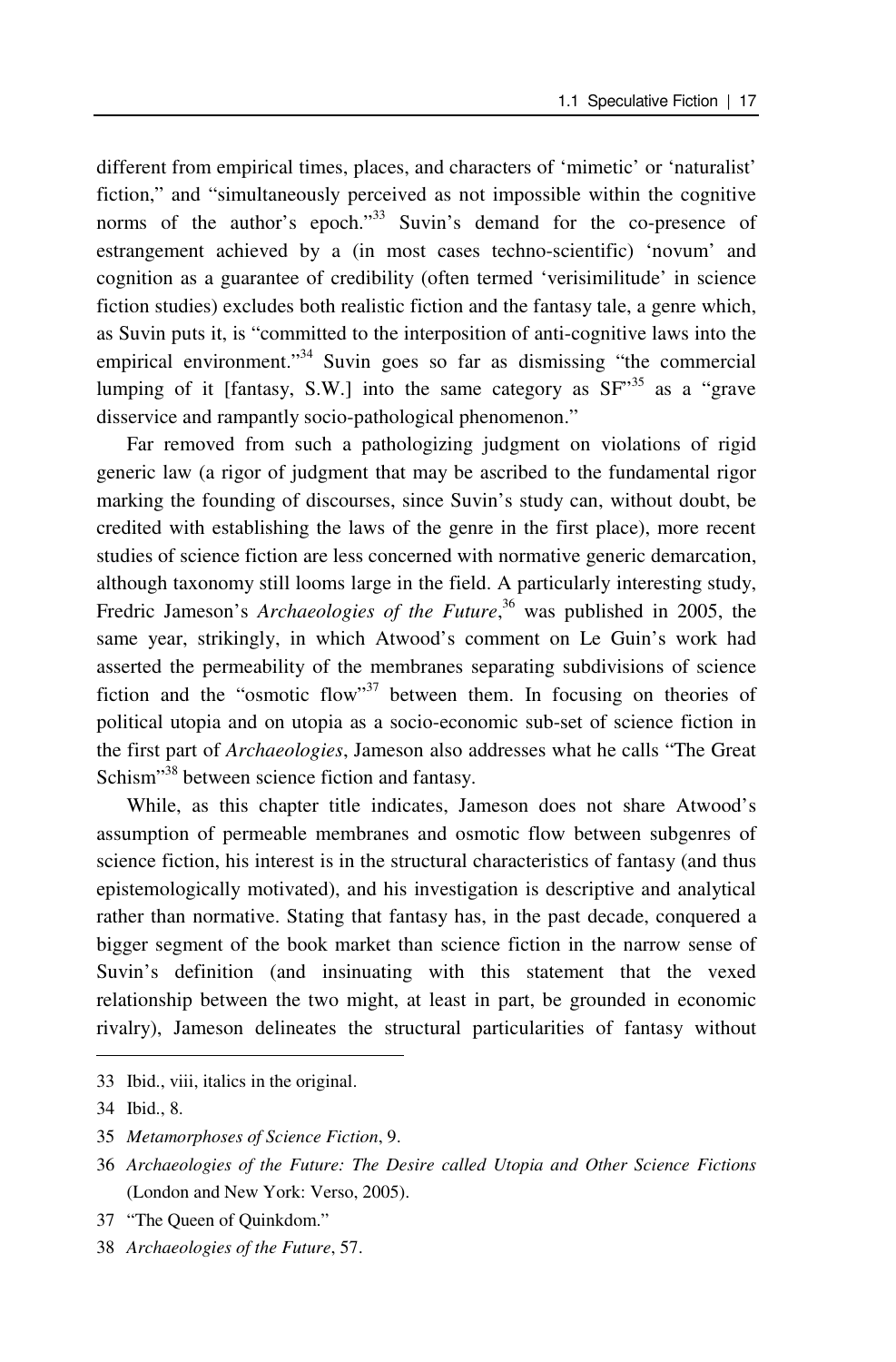different from empirical times, places, and characters of 'mimetic' or 'naturalist' fiction," and "simultaneously perceived as not impossible within the cognitive norms of the author's epoch."[33] Suvin's demand for the co-presence of estrangement achieved by a (in most cases techno-scientific) 'novum' and cognition as a guarantee of credibility (often termed 'verisimilitude' in science fiction studies) excludes both realistic fiction and the fantasy tale, a genre which, as Suvin puts it, is "committed to the interposition of anti-cognitive laws into the empirical environment."[34] Suvin goes so far as dismissing "the commercial lumping of it [fantasy, S.W.] into the same category as SF"[35] as a "grave disservice and rampantly socio-pathological phenomenon."

Far removed from such a pathologizing judgment on violations of rigid generic law (a rigor of judgment that may be ascribed to the fundamental rigor marking the founding of discourses, since Suvin's study can, without doubt, be credited with establishing the laws of the genre in the first place), more recent studies of science fiction are less concerned with normative generic demarcation, although taxonomy still looms large in the field. A particularly interesting study, Fredric Jameson's *Archaeologies of the Future*,[36] was published in 2005, the same year, strikingly, in which Atwood's comment on Le Guin's work had asserted the permeability of the membranes separating subdivisions of science fiction and the "osmotic flow"[37] between them. In focusing on theories of political utopia and on utopia as a socio-economic sub-set of science fiction in the first part of *Archaeologies*, Jameson also addresses what he calls "The Great Schism"[38] between science fiction and fantasy.

While, as this chapter title indicates, Jameson does not share Atwood's assumption of permeable membranes and osmotic flow between subgenres of science fiction, his interest is in the structural characteristics of fantasy (and thus epistemologically motivated), and his investigation is descriptive and analytical rather than normative. Stating that fantasy has, in the past decade, conquered a bigger segment of the book market than science fiction in the narrow sense of Suvin's definition (and insinuating with this statement that the vexed relationship between the two might, at least in part, be grounded in economic rivalry), Jameson delineates the structural particularities of fantasy without

---

33 Ibid., viii, italics in the original.

34 Ibid., 8.

35 *Metamorphoses of Science Fiction*, 9.

36 *Archaeologies of the Future: The Desire called Utopia and Other Science Fictions* (London and New York: Verso, 2005).

37 "The Queen of Quinkdom."

38 *Archaeologies of the Future*, 57.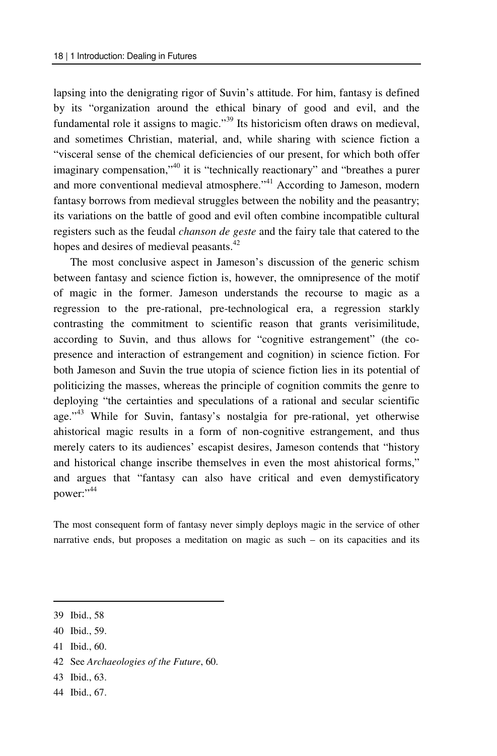lapsing into the denigrating rigor of Suvin's attitude. For him, fantasy is defined by its "organization around the ethical binary of good and evil, and the fundamental role it assigns to magic."[39] Its historicism often draws on medieval, and sometimes Christian, material, and, while sharing with science fiction a "visceral sense of the chemical deficiencies of our present, for which both offer imaginary compensation,"[40] it is "technically reactionary" and "breathes a purer and more conventional medieval atmosphere."[41] According to Jameson, modern fantasy borrows from medieval struggles between the nobility and the peasantry; its variations on the battle of good and evil often combine incompatible cultural registers such as the feudal *chanson de geste* and the fairy tale that catered to the hopes and desires of medieval peasants.[42]

The most conclusive aspect in Jameson's discussion of the generic schism between fantasy and science fiction is, however, the omnipresence of the motif of magic in the former. Jameson understands the recourse to magic as a regression to the pre-rational, pre-technological era, a regression starkly contrasting the commitment to scientific reason that grants verisimilitude, according to Suvin, and thus allows for "cognitive estrangement" (the co-presence and interaction of estrangement and cognition) in science fiction. For both Jameson and Suvin the true utopia of science fiction lies in its potential of politicizing the masses, whereas the principle of cognition commits the genre to deploying "the certainties and speculations of a rational and secular scientific age."[43] While for Suvin, fantasy's nostalgia for pre-rational, yet otherwise ahistorical magic results in a form of non-cognitive estrangement, and thus merely caters to its audiences' escapist desires, Jameson contends that "history and historical change inscribe themselves in even the most ahistorical forms," and argues that "fantasy can also have critical and even demystificatory power:"[44]

The most consequent form of fantasy never simply deploys magic in the service of other narrative ends, but proposes a meditation on magic as such – on its capacities and its

---

39 Ibid., 58

40 Ibid., 59.

41 Ibid., 60.

42 See *Archaeologies of the Future*, 60.

43 Ibid., 63.

44 Ibid., 67.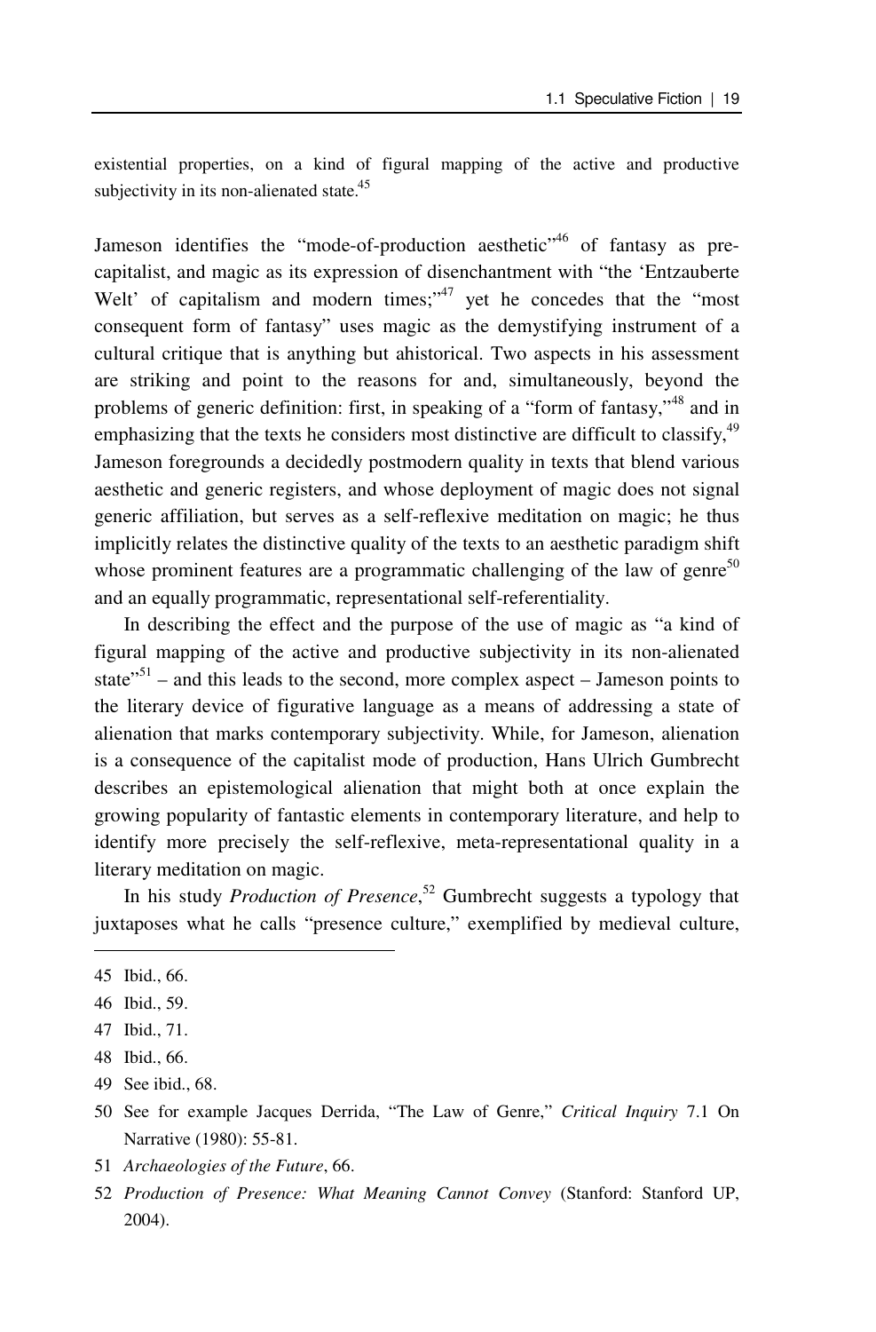existential properties, on a kind of figural mapping of the active and productive subjectivity in its non-alienated state.[45]

Jameson identifies the "mode-of-production aesthetic"[46] of fantasy as pre-capitalist, and magic as its expression of disenchantment with "the 'Entzauberte Welt' of capitalism and modern times;"[47] yet he concedes that the "most consequent form of fantasy" uses magic as the demystifying instrument of a cultural critique that is anything but ahistorical. Two aspects in his assessment are striking and point to the reasons for and, simultaneously, beyond the problems of generic definition: first, in speaking of a "form of fantasy,"[48] and in emphasizing that the texts he considers most distinctive are difficult to classify,[49] Jameson foregrounds a decidedly postmodern quality in texts that blend various aesthetic and generic registers, and whose deployment of magic does not signal generic affiliation, but serves as a self-reflexive meditation on magic; he thus implicitly relates the distinctive quality of the texts to an aesthetic paradigm shift whose prominent features are a programmatic challenging of the law of genre[50] and an equally programmatic, representational self-referentiality.

In describing the effect and the purpose of the use of magic as "a kind of figural mapping of the active and productive subjectivity in its non-alienated state"[51] – and this leads to the second, more complex aspect – Jameson points to the literary device of figurative language as a means of addressing a state of alienation that marks contemporary subjectivity. While, for Jameson, alienation is a consequence of the capitalist mode of production, Hans Ulrich Gumbrecht describes an epistemological alienation that might both at once explain the growing popularity of fantastic elements in contemporary literature, and help to identify more precisely the self-reflexive, meta-representational quality in a literary meditation on magic.

In his study *Production of Presence*,[52] Gumbrecht suggests a typology that juxtaposes what he calls "presence culture," exemplified by medieval culture,

---

45 Ibid., 66.

46 Ibid., 59.

47 Ibid., 71.

48 Ibid., 66.

49 See ibid., 68.

50 See for example Jacques Derrida, "The Law of Genre," *Critical Inquiry* 7.1 On Narrative (1980): 55-81.

51 *Archaeologies of the Future*, 66.

52 *Production of Presence: What Meaning Cannot Convey* (Stanford: Stanford UP, 2004).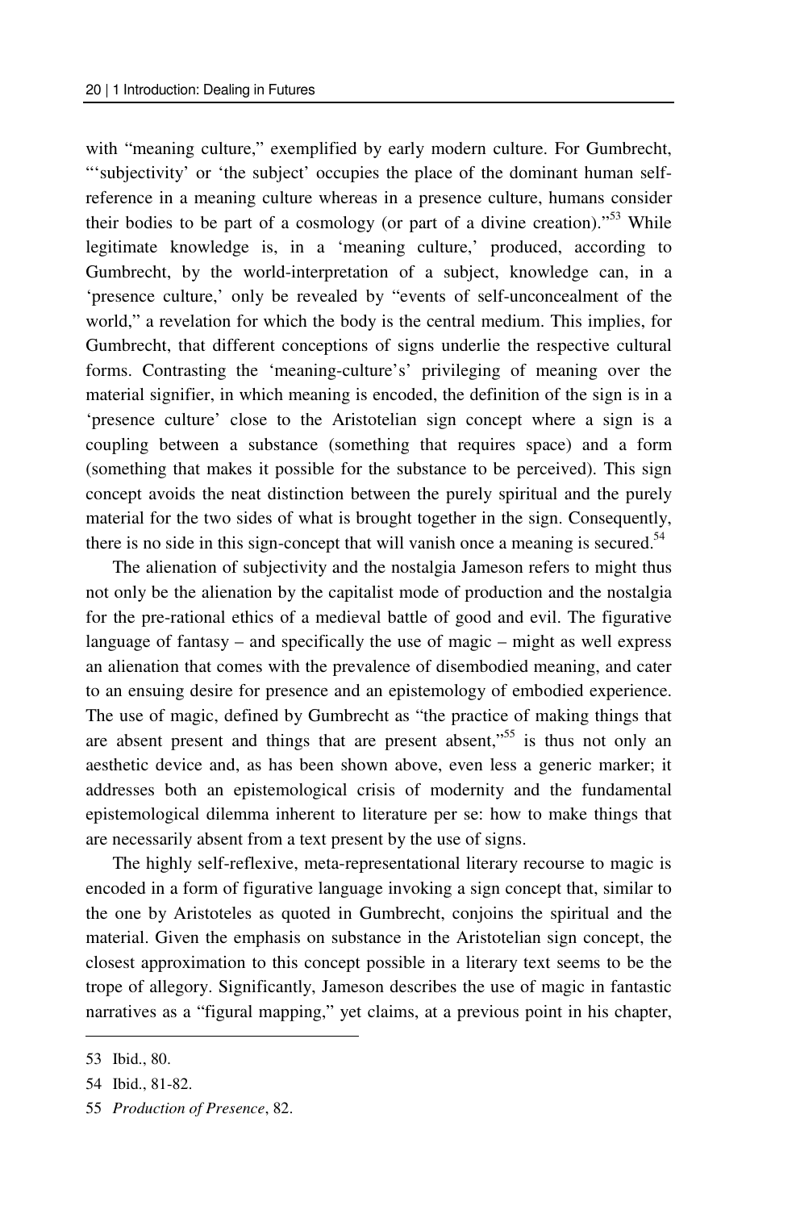with “meaning culture,” exemplified by early modern culture. For Gumbrecht, “‘subjectivity’ or ‘the subject’ occupies the place of the dominant human self-reference in a meaning culture whereas in a presence culture, humans consider their bodies to be part of a cosmology (or part of a divine creation).”[53] While legitimate knowledge is, in a ‘meaning culture,’ produced, according to Gumbrecht, by the world-interpretation of a subject, knowledge can, in a ‘presence culture,’ only be revealed by “events of self-unconcealment of the world,” a revelation for which the body is the central medium. This implies, for Gumbrecht, that different conceptions of signs underlie the respective cultural forms. Contrasting the ‘meaning-culture’s’ privileging of meaning over the material signifier, in which meaning is encoded, the definition of the sign is in a ‘presence culture’ close to the Aristotelian sign concept where a sign is a coupling between a substance (something that requires space) and a form (something that makes it possible for the substance to be perceived). This sign concept avoids the neat distinction between the purely spiritual and the purely material for the two sides of what is brought together in the sign. Consequently, there is no side in this sign-concept that will vanish once a meaning is secured.[54]

The alienation of subjectivity and the nostalgia Jameson refers to might thus not only be the alienation by the capitalist mode of production and the nostalgia for the pre-rational ethics of a medieval battle of good and evil. The figurative language of fantasy – and specifically the use of magic – might as well express an alienation that comes with the prevalence of disembodied meaning, and cater to an ensuing desire for presence and an epistemology of embodied experience. The use of magic, defined by Gumbrecht as “the practice of making things that are absent present and things that are present absent,”[55] is thus not only an aesthetic device and, as has been shown above, even less a generic marker; it addresses both an epistemological crisis of modernity and the fundamental epistemological dilemma inherent to literature per se: how to make things that are necessarily absent from a text present by the use of signs.

The highly self-reflexive, meta-representational literary recourse to magic is encoded in a form of figurative language invoking a sign concept that, similar to the one by Aristoteles as quoted in Gumbrecht, conjoins the spiritual and the material. Given the emphasis on substance in the Aristotelian sign concept, the closest approximation to this concept possible in a literary text seems to be the trope of allegory. Significantly, Jameson describes the use of magic in fantastic narratives as a “figural mapping,” yet claims, at a previous point in his chapter,

---

53 Ibid., 80.

54 Ibid., 81-82.

55 *Production of Presence*, 82.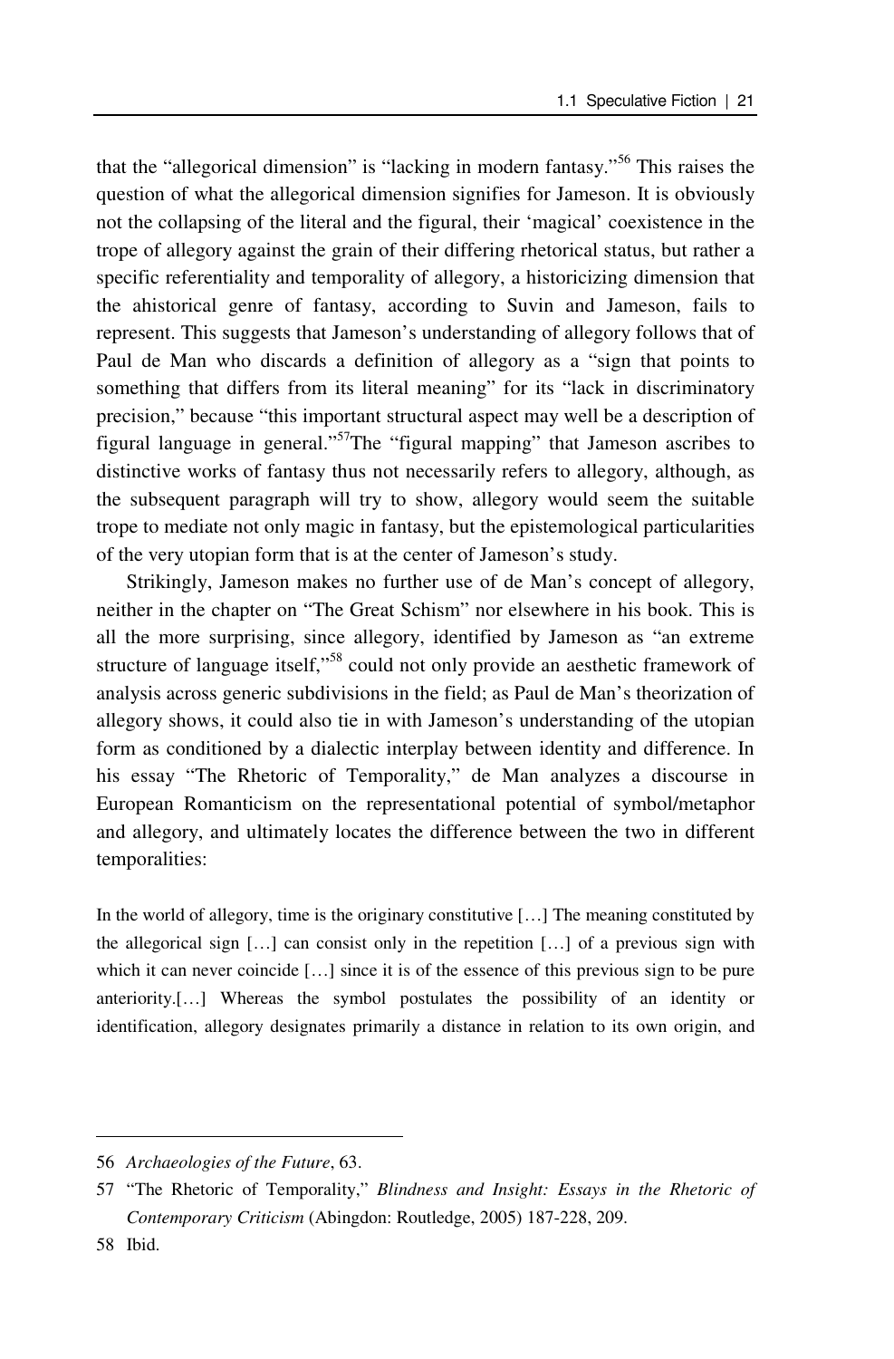that the "allegorical dimension" is "lacking in modern fantasy."[56] This raises the question of what the allegorical dimension signifies for Jameson. It is obviously not the collapsing of the literal and the figural, their 'magical' coexistence in the trope of allegory against the grain of their differing rhetorical status, but rather a specific referentiality and temporality of allegory, a historicizing dimension that the ahistorical genre of fantasy, according to Suvin and Jameson, fails to represent. This suggests that Jameson's understanding of allegory follows that of Paul de Man who discards a definition of allegory as a "sign that points to something that differs from its literal meaning" for its "lack in discriminatory precision," because "this important structural aspect may well be a description of figural language in general."[57]The "figural mapping" that Jameson ascribes to distinctive works of fantasy thus not necessarily refers to allegory, although, as the subsequent paragraph will try to show, allegory would seem the suitable trope to mediate not only magic in fantasy, but the epistemological particularities of the very utopian form that is at the center of Jameson's study.

Strikingly, Jameson makes no further use of de Man's concept of allegory, neither in the chapter on "The Great Schism" nor elsewhere in his book. This is all the more surprising, since allegory, identified by Jameson as "an extreme structure of language itself,"[58] could not only provide an aesthetic framework of analysis across generic subdivisions in the field; as Paul de Man's theorization of allegory shows, it could also tie in with Jameson's understanding of the utopian form as conditioned by a dialectic interplay between identity and difference. In his essay "The Rhetoric of Temporality," de Man analyzes a discourse in European Romanticism on the representational potential of symbol/metaphor and allegory, and ultimately locates the difference between the two in different temporalities:

> In the world of allegory, time is the originary constitutive […] The meaning constituted by the allegorical sign […] can consist only in the repetition […] of a previous sign with which it can never coincide […] since it is of the essence of this previous sign to be pure anteriority.[…] Whereas the symbol postulates the possibility of an identity or identification, allegory designates primarily a distance in relation to its own origin, and

---

56 *Archaeologies of the Future*, 63.

57 "The Rhetoric of Temporality," *Blindness and Insight: Essays in the Rhetoric of Contemporary Criticism* (Abingdon: Routledge, 2005) 187-228, 209.

58 Ibid.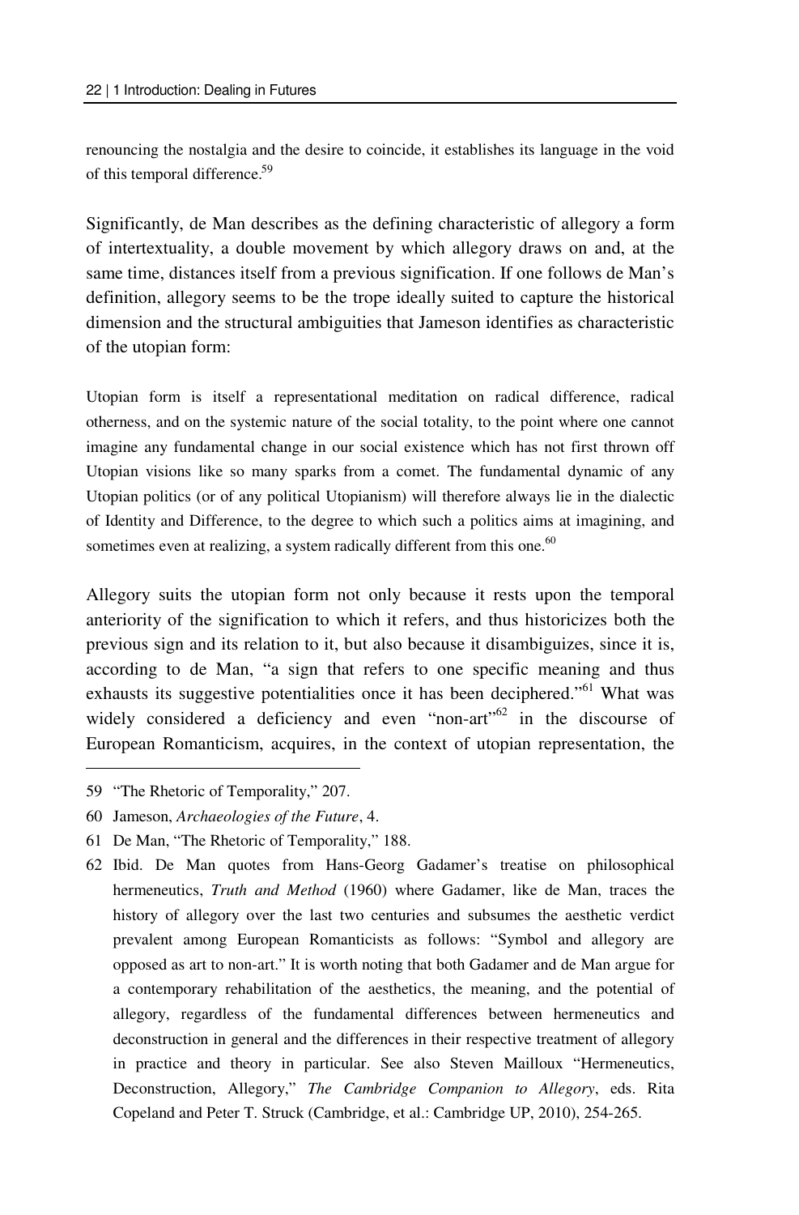renouncing the nostalgia and the desire to coincide, it establishes its language in the void of this temporal difference.[59]

Significantly, de Man describes as the defining characteristic of allegory a form of intertextuality, a double movement by which allegory draws on and, at the same time, distances itself from a previous signification. If one follows de Man's definition, allegory seems to be the trope ideally suited to capture the historical dimension and the structural ambiguities that Jameson identifies as characteristic of the utopian form:

> Utopian form is itself a representational meditation on radical difference, radical otherness, and on the systemic nature of the social totality, to the point where one cannot imagine any fundamental change in our social existence which has not first thrown off Utopian visions like so many sparks from a comet. The fundamental dynamic of any Utopian politics (or of any political Utopianism) will therefore always lie in the dialectic of Identity and Difference, to the degree to which such a politics aims at imagining, and sometimes even at realizing, a system radically different from this one.[60]

Allegory suits the utopian form not only because it rests upon the temporal anteriority of the signification to which it refers, and thus historicizes both the previous sign and its relation to it, but also because it disambiguizes, since it is, according to de Man, "a sign that refers to one specific meaning and thus exhausts its suggestive potentialities once it has been deciphered."[61] What was widely considered a deficiency and even "non-art"[62] in the discourse of European Romanticism, acquires, in the context of utopian representation, the

---

59 "The Rhetoric of Temporality," 207.

60 Jameson, *Archaeologies of the Future*, 4.

61 De Man, "The Rhetoric of Temporality," 188.

62 Ibid. De Man quotes from Hans-Georg Gadamer's treatise on philosophical hermeneutics, *Truth and Method* (1960) where Gadamer, like de Man, traces the history of allegory over the last two centuries and subsumes the aesthetic verdict prevalent among European Romanticists as follows: "Symbol and allegory are opposed as art to non-art." It is worth noting that both Gadamer and de Man argue for a contemporary rehabilitation of the aesthetics, the meaning, and the potential of allegory, regardless of the fundamental differences between hermeneutics and deconstruction in general and the differences in their respective treatment of allegory in practice and theory in particular. See also Steven Mailloux "Hermeneutics, Deconstruction, Allegory," *The Cambridge Companion to Allegory*, eds. Rita Copeland and Peter T. Struck (Cambridge, et al.: Cambridge UP, 2010), 254-265.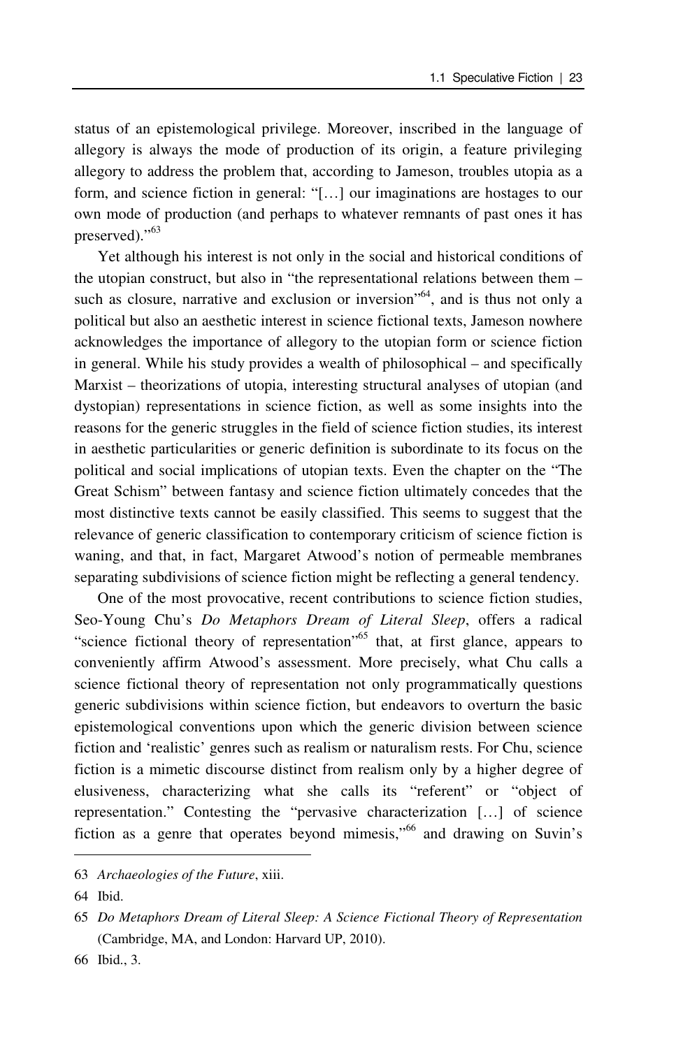status of an epistemological privilege. Moreover, inscribed in the language of allegory is always the mode of production of its origin, a feature privileging allegory to address the problem that, according to Jameson, troubles utopia as a form, and science fiction in general: "[…] our imaginations are hostages to our own mode of production (and perhaps to whatever remnants of past ones it has preserved)."[63]

Yet although his interest is not only in the social and historical conditions of the utopian construct, but also in "the representational relations between them – such as closure, narrative and exclusion or inversion"[64], and is thus not only a political but also an aesthetic interest in science fictional texts, Jameson nowhere acknowledges the importance of allegory to the utopian form or science fiction in general. While his study provides a wealth of philosophical – and specifically Marxist – theorizations of utopia, interesting structural analyses of utopian (and dystopian) representations in science fiction, as well as some insights into the reasons for the generic struggles in the field of science fiction studies, its interest in aesthetic particularities or generic definition is subordinate to its focus on the political and social implications of utopian texts. Even the chapter on the "The Great Schism" between fantasy and science fiction ultimately concedes that the most distinctive texts cannot be easily classified. This seems to suggest that the relevance of generic classification to contemporary criticism of science fiction is waning, and that, in fact, Margaret Atwood's notion of permeable membranes separating subdivisions of science fiction might be reflecting a general tendency.

One of the most provocative, recent contributions to science fiction studies, Seo-Young Chu's *Do Metaphors Dream of Literal Sleep*, offers a radical "science fictional theory of representation"[65] that, at first glance, appears to conveniently affirm Atwood's assessment. More precisely, what Chu calls a science fictional theory of representation not only programmatically questions generic subdivisions within science fiction, but endeavors to overturn the basic epistemological conventions upon which the generic division between science fiction and 'realistic' genres such as realism or naturalism rests. For Chu, science fiction is a mimetic discourse distinct from realism only by a higher degree of elusiveness, characterizing what she calls its "referent" or "object of representation." Contesting the "pervasive characterization […] of science fiction as a genre that operates beyond mimesis,"[66] and drawing on Suvin's

---

63 *Archaeologies of the Future*, xiii.

64 Ibid.

65 *Do Metaphors Dream of Literal Sleep: A Science Fictional Theory of Representation* (Cambridge, MA, and London: Harvard UP, 2010).

66 Ibid., 3.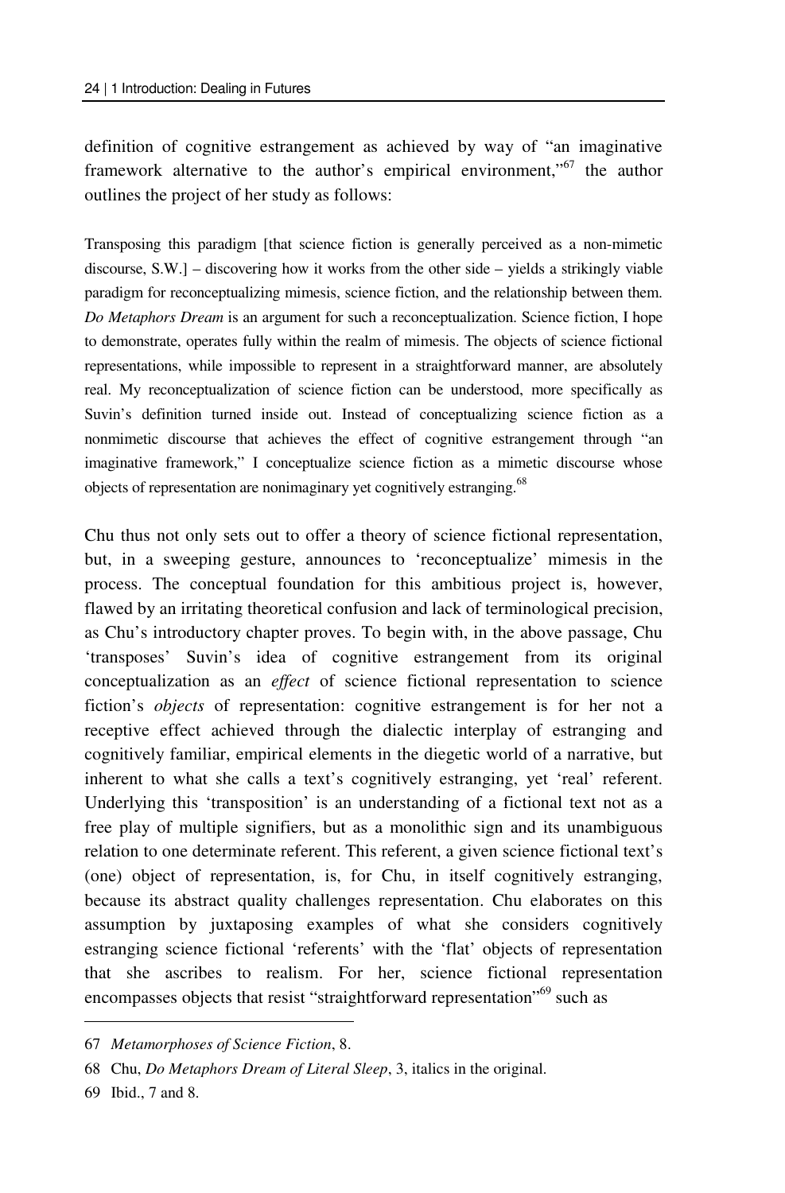definition of cognitive estrangement as achieved by way of "an imaginative framework alternative to the author's empirical environment,"[67] the author outlines the project of her study as follows:

> Transposing this paradigm [that science fiction is generally perceived as a non-mimetic discourse, S.W.] – discovering how it works from the other side – yields a strikingly viable paradigm for reconceptualizing mimesis, science fiction, and the relationship between them. *Do Metaphors Dream* is an argument for such a reconceptualization. Science fiction, I hope to demonstrate, operates fully within the realm of mimesis. The objects of science fictional representations, while impossible to represent in a straightforward manner, are absolutely real. My reconceptualization of science fiction can be understood, more specifically as Suvin's definition turned inside out. Instead of conceptualizing science fiction as a nonmimetic discourse that achieves the effect of cognitive estrangement through "an imaginative framework," I conceptualize science fiction as a mimetic discourse whose objects of representation are nonimaginary yet cognitively estranging.[68]

Chu thus not only sets out to offer a theory of science fictional representation, but, in a sweeping gesture, announces to 'reconceptualize' mimesis in the process. The conceptual foundation for this ambitious project is, however, flawed by an irritating theoretical confusion and lack of terminological precision, as Chu's introductory chapter proves. To begin with, in the above passage, Chu 'transposes' Suvin's idea of cognitive estrangement from its original conceptualization as an *effect* of science fictional representation to science fiction's *objects* of representation: cognitive estrangement is for her not a receptive effect achieved through the dialectic interplay of estranging and cognitively familiar, empirical elements in the diegetic world of a narrative, but inherent to what she calls a text's cognitively estranging, yet 'real' referent. Underlying this 'transposition' is an understanding of a fictional text not as a free play of multiple signifiers, but as a monolithic sign and its unambiguous relation to one determinate referent. This referent, a given science fictional text's (one) object of representation, is, for Chu, in itself cognitively estranging, because its abstract quality challenges representation. Chu elaborates on this assumption by juxtaposing examples of what she considers cognitively estranging science fictional 'referents' with the 'flat' objects of representation that she ascribes to realism. For her, science fictional representation encompasses objects that resist "straightforward representation"[69] such as

---

67 *Metamorphoses of Science Fiction*, 8.

68 Chu, *Do Metaphors Dream of Literal Sleep*, 3, italics in the original.

69 Ibid., 7 and 8.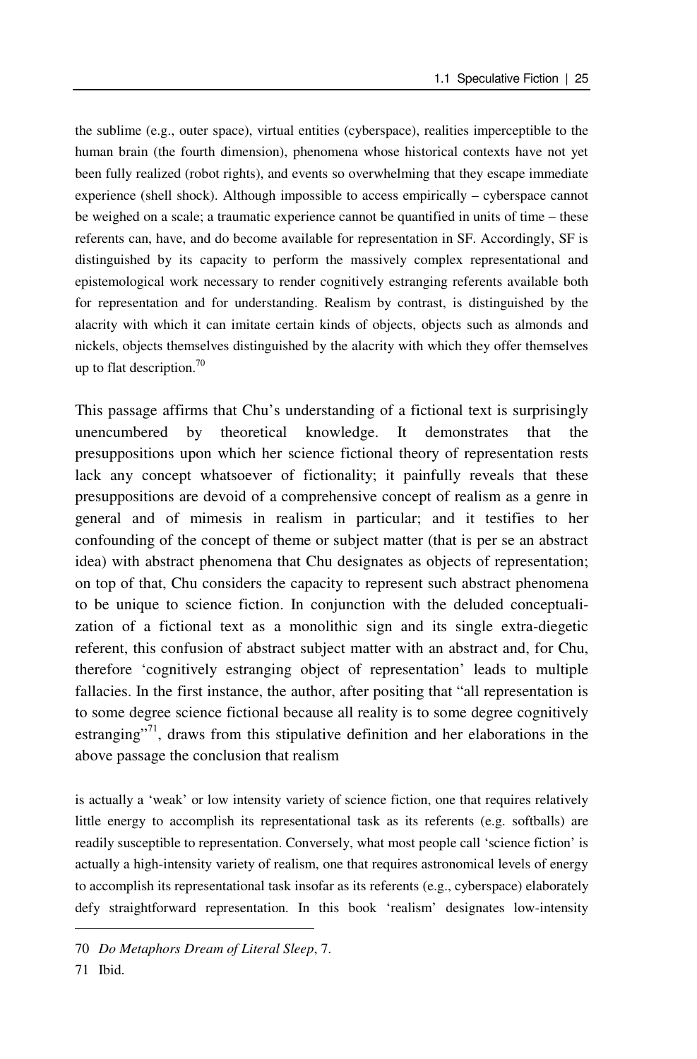the sublime (e.g., outer space), virtual entities (cyberspace), realities imperceptible to the human brain (the fourth dimension), phenomena whose historical contexts have not yet been fully realized (robot rights), and events so overwhelming that they escape immediate experience (shell shock). Although impossible to access empirically – cyberspace cannot be weighed on a scale; a traumatic experience cannot be quantified in units of time – these referents can, have, and do become available for representation in SF. Accordingly, SF is distinguished by its capacity to perform the massively complex representational and epistemological work necessary to render cognitively estranging referents available both for representation and for understanding. Realism by contrast, is distinguished by the alacrity with which it can imitate certain kinds of objects, objects such as almonds and nickels, objects themselves distinguished by the alacrity with which they offer themselves up to flat description.[70]

This passage affirms that Chu's understanding of a fictional text is surprisingly unencumbered by theoretical knowledge. It demonstrates that the presuppositions upon which her science fictional theory of representation rests lack any concept whatsoever of fictionality; it painfully reveals that these presuppositions are devoid of a comprehensive concept of realism as a genre in general and of mimesis in realism in particular; and it testifies to her confounding of the concept of theme or subject matter (that is per se an abstract idea) with abstract phenomena that Chu designates as objects of representation; on top of that, Chu considers the capacity to represent such abstract phenomena to be unique to science fiction. In conjunction with the deluded conceptualization of a fictional text as a monolithic sign and its single extra-diegetic referent, this confusion of abstract subject matter with an abstract and, for Chu, therefore 'cognitively estranging object of representation' leads to multiple fallacies. In the first instance, the author, after positing that "all representation is to some degree science fictional because all reality is to some degree cognitively estranging"[71], draws from this stipulative definition and her elaborations in the above passage the conclusion that realism

is actually a 'weak' or low intensity variety of science fiction, one that requires relatively little energy to accomplish its representational task as its referents (e.g. softballs) are readily susceptible to representation. Conversely, what most people call 'science fiction' is actually a high-intensity variety of realism, one that requires astronomical levels of energy to accomplish its representational task insofar as its referents (e.g., cyberspace) elaborately defy straightforward representation. In this book 'realism' designates low-intensity

---

70 *Do Metaphors Dream of Literal Sleep*, 7.

71 Ibid.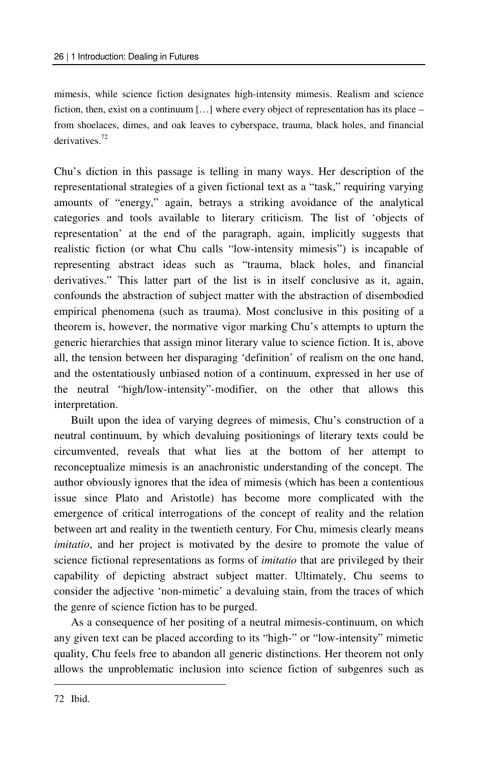mimesis, while science fiction designates high-intensity mimesis. Realism and science fiction, then, exist on a continuum […] where every object of representation has its place – from shoelaces, dimes, and oak leaves to cyberspace, trauma, black holes, and financial derivatives.[72]

Chu's diction in this passage is telling in many ways. Her description of the representational strategies of a given fictional text as a "task," requiring varying amounts of "energy," again, betrays a striking avoidance of the analytical categories and tools available to literary criticism. The list of 'objects of representation' at the end of the paragraph, again, implicitly suggests that realistic fiction (or what Chu calls "low-intensity mimesis") is incapable of representing abstract ideas such as "trauma, black holes, and financial derivatives." This latter part of the list is in itself conclusive as it, again, confounds the abstraction of subject matter with the abstraction of disembodied empirical phenomena (such as trauma). Most conclusive in this positing of a theorem is, however, the normative vigor marking Chu's attempts to upturn the generic hierarchies that assign minor literary value to science fiction. It is, above all, the tension between her disparaging 'definition' of realism on the one hand, and the ostentatiously unbiased notion of a continuum, expressed in her use of the neutral "high/low-intensity"-modifier, on the other that allows this interpretation.

Built upon the idea of varying degrees of mimesis, Chu's construction of a neutral continuum, by which devaluing positionings of literary texts could be circumvented, reveals that what lies at the bottom of her attempt to reconceptualize mimesis is an anachronistic understanding of the concept. The author obviously ignores that the idea of mimesis (which has been a contentious issue since Plato and Aristotle) has become more complicated with the emergence of critical interrogations of the concept of reality and the relation between art and reality in the twentieth century. For Chu, mimesis clearly means *imitatio*, and her project is motivated by the desire to promote the value of science fictional representations as forms of *imitatio* that are privileged by their capability of depicting abstract subject matter. Ultimately, Chu seems to consider the adjective 'non-mimetic' a devaluing stain, from the traces of which the genre of science fiction has to be purged.

As a consequence of her positing of a neutral mimesis-continuum, on which any given text can be placed according to its "high-" or "low-intensity" mimetic quality, Chu feels free to abandon all generic distinctions. Her theorem not only allows the unproblematic inclusion into science fiction of subgenres such as

---

72 Ibid.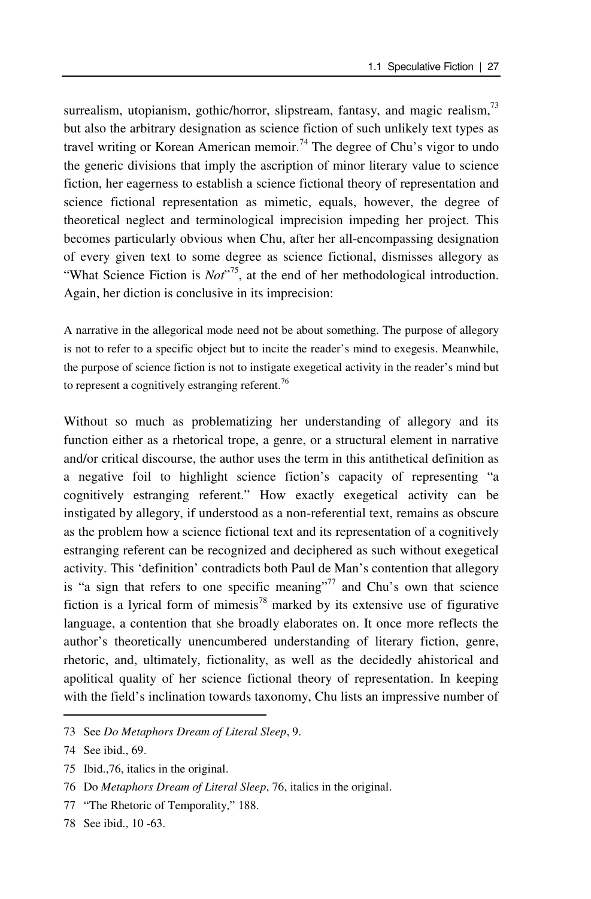surrealism, utopianism, gothic/horror, slipstream, fantasy, and magic realism,[73] but also the arbitrary designation as science fiction of such unlikely text types as travel writing or Korean American memoir.[74] The degree of Chu's vigor to undo the generic divisions that imply the ascription of minor literary value to science fiction, her eagerness to establish a science fictional theory of representation and science fictional representation as mimetic, equals, however, the degree of theoretical neglect and terminological imprecision impeding her project. This becomes particularly obvious when Chu, after her all-encompassing designation of every given text to some degree as science fictional, dismisses allegory as "What Science Fiction is *Not*"[75], at the end of her methodological introduction. Again, her diction is conclusive in its imprecision:

> A narrative in the allegorical mode need not be about something. The purpose of allegory is not to refer to a specific object but to incite the reader's mind to exegesis. Meanwhile, the purpose of science fiction is not to instigate exegetical activity in the reader's mind but to represent a cognitively estranging referent.[76]

Without so much as problematizing her understanding of allegory and its function either as a rhetorical trope, a genre, or a structural element in narrative and/or critical discourse, the author uses the term in this antithetical definition as a negative foil to highlight science fiction's capacity of representing "a cognitively estranging referent." How exactly exegetical activity can be instigated by allegory, if understood as a non-referential text, remains as obscure as the problem how a science fictional text and its representation of a cognitively estranging referent can be recognized and deciphered as such without exegetical activity. This 'definition' contradicts both Paul de Man's contention that allegory is "a sign that refers to one specific meaning"[77] and Chu's own that science fiction is a lyrical form of mimesis[78] marked by its extensive use of figurative language, a contention that she broadly elaborates on. It once more reflects the author's theoretically unencumbered understanding of literary fiction, genre, rhetoric, and, ultimately, fictionality, as well as the decidedly ahistorical and apolitical quality of her science fictional theory of representation. In keeping with the field's inclination towards taxonomy, Chu lists an impressive number of

---

73 See *Do Metaphors Dream of Literal Sleep*, 9.

74 See ibid., 69.

75 Ibid.,76, italics in the original.

76 Do *Metaphors Dream of Literal Sleep*, 76, italics in the original.

77 "The Rhetoric of Temporality," 188.

78 See ibid., 10 -63.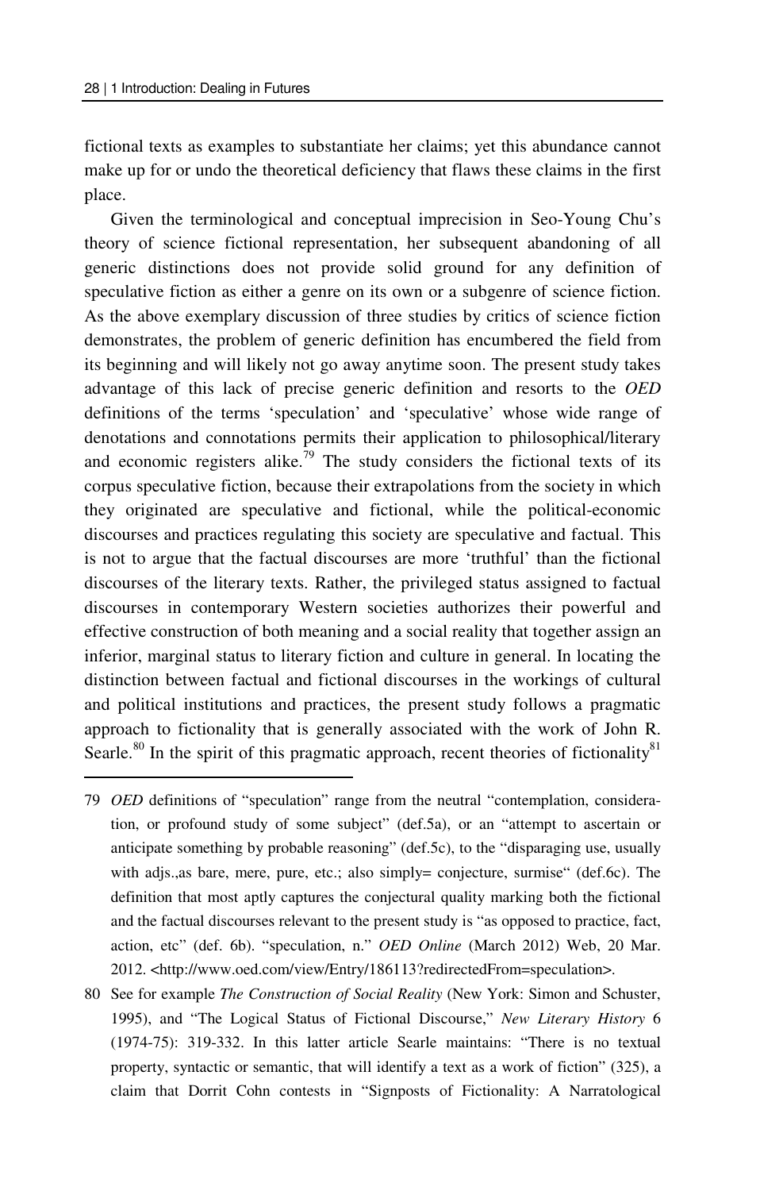fictional texts as examples to substantiate her claims; yet this abundance cannot make up for or undo the theoretical deficiency that flaws these claims in the first place.

Given the terminological and conceptual imprecision in Seo-Young Chu's theory of science fictional representation, her subsequent abandoning of all generic distinctions does not provide solid ground for any definition of speculative fiction as either a genre on its own or a subgenre of science fiction. As the above exemplary discussion of three studies by critics of science fiction demonstrates, the problem of generic definition has encumbered the field from its beginning and will likely not go away anytime soon. The present study takes advantage of this lack of precise generic definition and resorts to the *OED* definitions of the terms 'speculation' and 'speculative' whose wide range of denotations and connotations permits their application to philosophical/literary and economic registers alike.[79] The study considers the fictional texts of its corpus speculative fiction, because their extrapolations from the society in which they originated are speculative and fictional, while the political-economic discourses and practices regulating this society are speculative and factual. This is not to argue that the factual discourses are more 'truthful' than the fictional discourses of the literary texts. Rather, the privileged status assigned to factual discourses in contemporary Western societies authorizes their powerful and effective construction of both meaning and a social reality that together assign an inferior, marginal status to literary fiction and culture in general. In locating the distinction between factual and fictional discourses in the workings of cultural and political institutions and practices, the present study follows a pragmatic approach to fictionality that is generally associated with the work of John R. Searle.[80] In the spirit of this pragmatic approach, recent theories of fictionality[81]

---

79 *OED* definitions of "speculation" range from the neutral "contemplation, consideration, or profound study of some subject" (def.5a), or an "attempt to ascertain or anticipate something by probable reasoning" (def.5c), to the "disparaging use, usually with adjs.,as bare, mere, pure, etc.; also simply= conjecture, surmise" (def.6c). The definition that most aptly captures the conjectural quality marking both the fictional and the factual discourses relevant to the present study is "as opposed to practice, fact, action, etc" (def. 6b). "speculation, n." *OED Online* (March 2012) Web, 20 Mar. 2012. <http://www.oed.com/view/Entry/186113?redirectedFrom=speculation>.

80 See for example *The Construction of Social Reality* (New York: Simon and Schuster, 1995), and "The Logical Status of Fictional Discourse," *New Literary History* 6 (1974-75): 319-332. In this latter article Searle maintains: "There is no textual property, syntactic or semantic, that will identify a text as a work of fiction" (325), a claim that Dorrit Cohn contests in "Signposts of Fictionality: A Narratological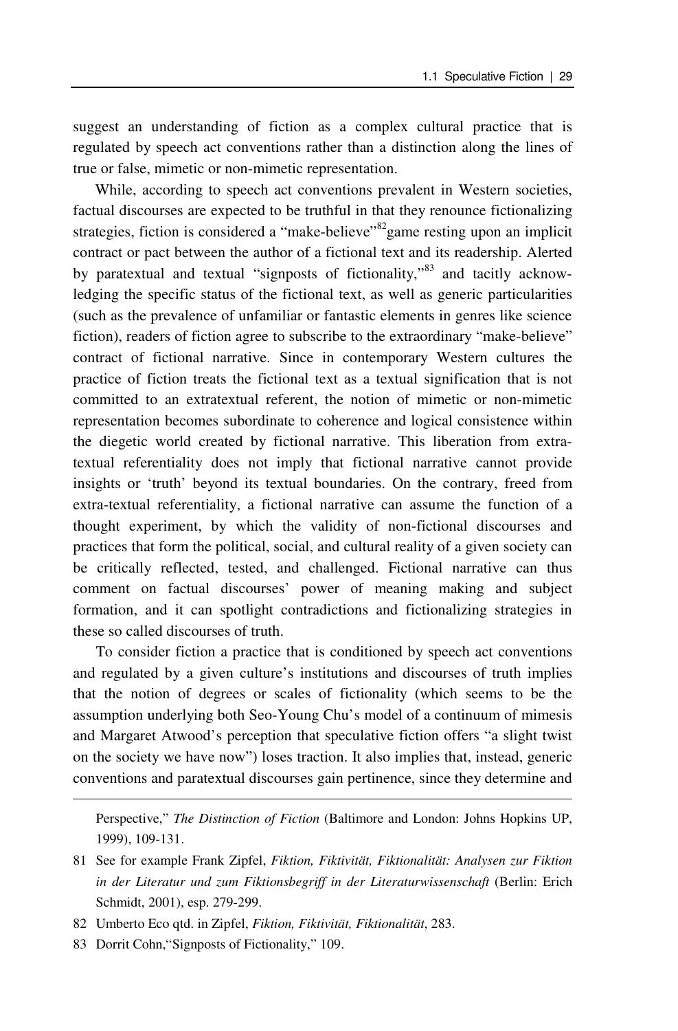suggest an understanding of fiction as a complex cultural practice that is regulated by speech act conventions rather than a distinction along the lines of true or false, mimetic or non-mimetic representation.

While, according to speech act conventions prevalent in Western societies, factual discourses are expected to be truthful in that they renounce fictionalizing strategies, fiction is considered a "make-believe"[82]game resting upon an implicit contract or pact between the author of a fictional text and its readership. Alerted by paratextual and textual "signposts of fictionality,"[83] and tacitly acknowledging the specific status of the fictional text, as well as generic particularities (such as the prevalence of unfamiliar or fantastic elements in genres like science fiction), readers of fiction agree to subscribe to the extraordinary "make-believe" contract of fictional narrative. Since in contemporary Western cultures the practice of fiction treats the fictional text as a textual signification that is not committed to an extratextual referent, the notion of mimetic or non-mimetic representation becomes subordinate to coherence and logical consistence within the diegetic world created by fictional narrative. This liberation from extratextual referentiality does not imply that fictional narrative cannot provide insights or 'truth' beyond its textual boundaries. On the contrary, freed from extra-textual referentiality, a fictional narrative can assume the function of a thought experiment, by which the validity of non-fictional discourses and practices that form the political, social, and cultural reality of a given society can be critically reflected, tested, and challenged. Fictional narrative can thus comment on factual discourses' power of meaning making and subject formation, and it can spotlight contradictions and fictionalizing strategies in these so called discourses of truth.

To consider fiction a practice that is conditioned by speech act conventions and regulated by a given culture's institutions and discourses of truth implies that the notion of degrees or scales of fictionality (which seems to be the assumption underlying both Seo-Young Chu's model of a continuum of mimesis and Margaret Atwood's perception that speculative fiction offers "a slight twist on the society we have now") loses traction. It also implies that, instead, generic conventions and paratextual discourses gain pertinence, since they determine and

---

Perspective," *The Distinction of Fiction* (Baltimore and London: Johns Hopkins UP, 1999), 109-131.

81 See for example Frank Zipfel, *Fiktion, Fiktivität, Fiktionalität: Analysen zur Fiktion in der Literatur und zum Fiktionsbegriff in der Literaturwissenschaft* (Berlin: Erich Schmidt, 2001), esp. 279-299.

82 Umberto Eco qtd. in Zipfel, *Fiktion, Fiktivität, Fiktionalität*, 283.

83 Dorrit Cohn,"Signposts of Fictionality," 109.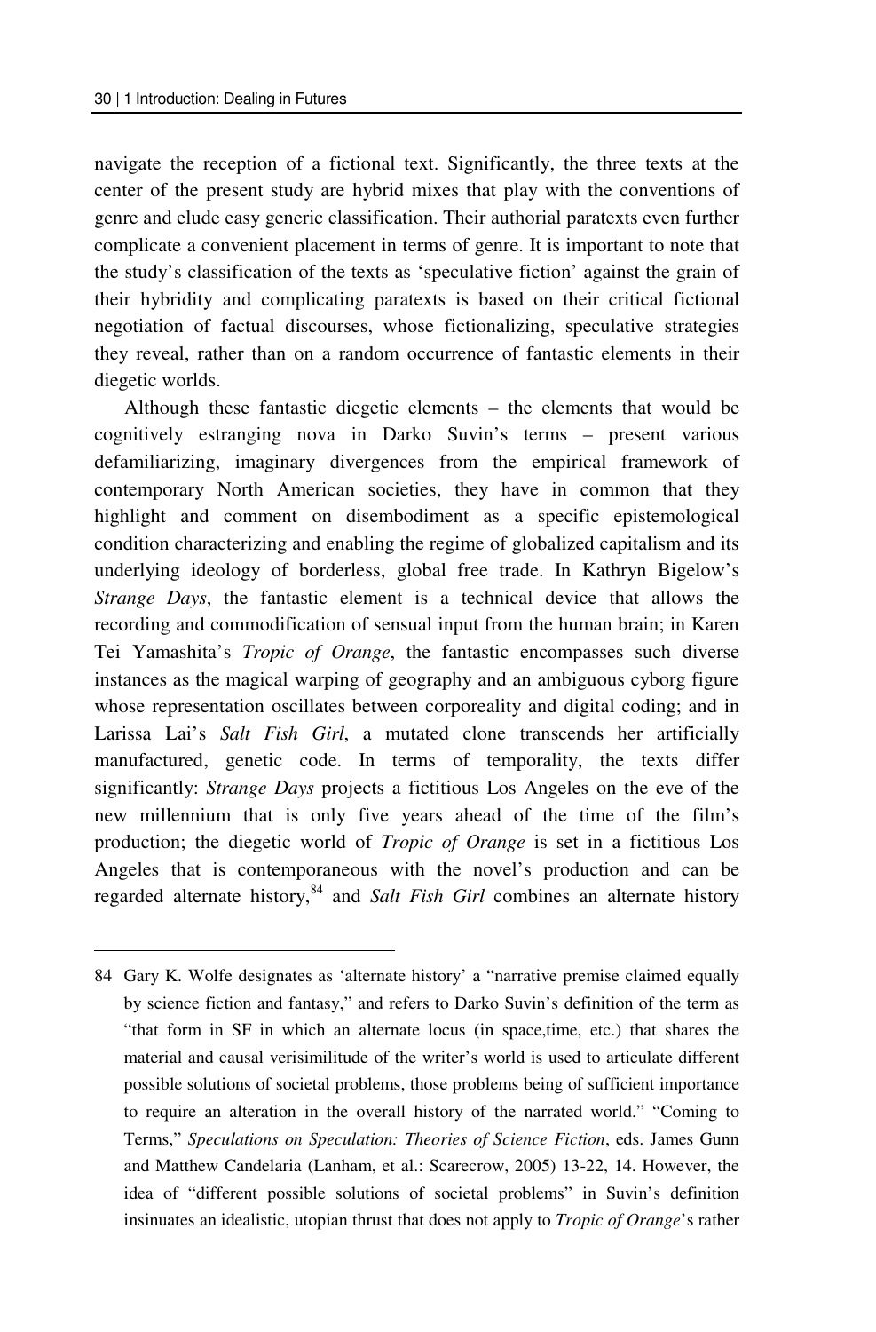navigate the reception of a fictional text. Significantly, the three texts at the center of the present study are hybrid mixes that play with the conventions of genre and elude easy generic classification. Their authorial paratexts even further complicate a convenient placement in terms of genre. It is important to note that the study's classification of the texts as 'speculative fiction' against the grain of their hybridity and complicating paratexts is based on their critical fictional negotiation of factual discourses, whose fictionalizing, speculative strategies they reveal, rather than on a random occurrence of fantastic elements in their diegetic worlds.

Although these fantastic diegetic elements – the elements that would be cognitively estranging nova in Darko Suvin's terms – present various defamiliarizing, imaginary divergences from the empirical framework of contemporary North American societies, they have in common that they highlight and comment on disembodiment as a specific epistemological condition characterizing and enabling the regime of globalized capitalism and its underlying ideology of borderless, global free trade. In Kathryn Bigelow's *Strange Days*, the fantastic element is a technical device that allows the recording and commodification of sensual input from the human brain; in Karen Tei Yamashita's *Tropic of Orange*, the fantastic encompasses such diverse instances as the magical warping of geography and an ambiguous cyborg figure whose representation oscillates between corporeality and digital coding; and in Larissa Lai's *Salt Fish Girl*, a mutated clone transcends her artificially manufactured, genetic code. In terms of temporality, the texts differ significantly: *Strange Days* projects a fictitious Los Angeles on the eve of the new millennium that is only five years ahead of the time of the film's production; the diegetic world of *Tropic of Orange* is set in a fictitious Los Angeles that is contemporaneous with the novel's production and can be regarded alternate history,[84] and *Salt Fish Girl* combines an alternate history

---

84 Gary K. Wolfe designates as 'alternate history' a "narrative premise claimed equally by science fiction and fantasy," and refers to Darko Suvin's definition of the term as "that form in SF in which an alternate locus (in space,time, etc.) that shares the material and causal verisimilitude of the writer's world is used to articulate different possible solutions of societal problems, those problems being of sufficient importance to require an alteration in the overall history of the narrated world." "Coming to Terms," *Speculations on Speculation: Theories of Science Fiction*, eds. James Gunn and Matthew Candelaria (Lanham, et al.: Scarecrow, 2005) 13-22, 14. However, the idea of "different possible solutions of societal problems" in Suvin's definition insinuates an idealistic, utopian thrust that does not apply to *Tropic of Orange*'s rather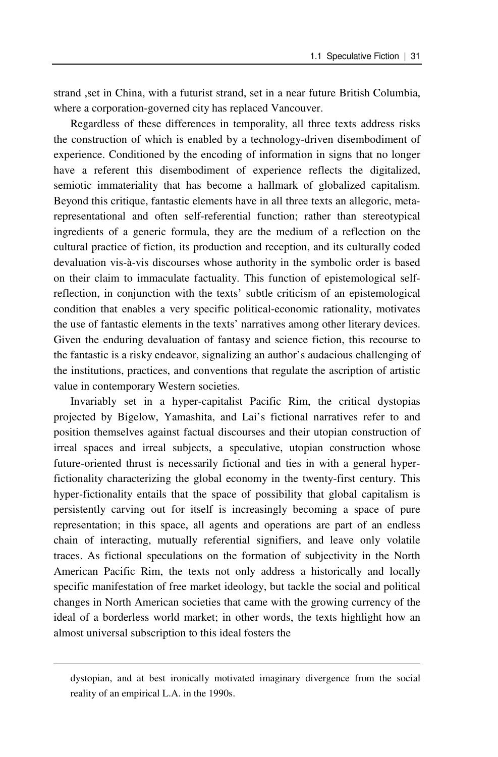strand ,set in China, with a futurist strand, set in a near future British Columbia, where a corporation-governed city has replaced Vancouver.

Regardless of these differences in temporality, all three texts address risks the construction of which is enabled by a technology-driven disembodiment of experience. Conditioned by the encoding of information in signs that no longer have a referent this disembodiment of experience reflects the digitalized, semiotic immateriality that has become a hallmark of globalized capitalism. Beyond this critique, fantastic elements have in all three texts an allegoric, meta-representational and often self-referential function; rather than stereotypical ingredients of a generic formula, they are the medium of a reflection on the cultural practice of fiction, its production and reception, and its culturally coded devaluation vis-à-vis discourses whose authority in the symbolic order is based on their claim to immaculate factuality. This function of epistemological self-reflection, in conjunction with the texts' subtle criticism of an epistemological condition that enables a very specific political-economic rationality, motivates the use of fantastic elements in the texts' narratives among other literary devices. Given the enduring devaluation of fantasy and science fiction, this recourse to the fantastic is a risky endeavor, signalizing an author's audacious challenging of the institutions, practices, and conventions that regulate the ascription of artistic value in contemporary Western societies.

Invariably set in a hyper-capitalist Pacific Rim, the critical dystopias projected by Bigelow, Yamashita, and Lai's fictional narratives refer to and position themselves against factual discourses and their utopian construction of irreal spaces and irreal subjects, a speculative, utopian construction whose future-oriented thrust is necessarily fictional and ties in with a general hyper-fictionality characterizing the global economy in the twenty-first century. This hyper-fictionality entails that the space of possibility that global capitalism is persistently carving out for itself is increasingly becoming a space of pure representation; in this space, all agents and operations are part of an endless chain of interacting, mutually referential signifiers, and leave only volatile traces. As fictional speculations on the formation of subjectivity in the North American Pacific Rim, the texts not only address a historically and locally specific manifestation of free market ideology, but tackle the social and political changes in North American societies that came with the growing currency of the ideal of a borderless world market; in other words, the texts highlight how an almost universal subscription to this ideal fosters the

---

dystopian, and at best ironically motivated imaginary divergence from the social reality of an empirical L.A. in the 1990s.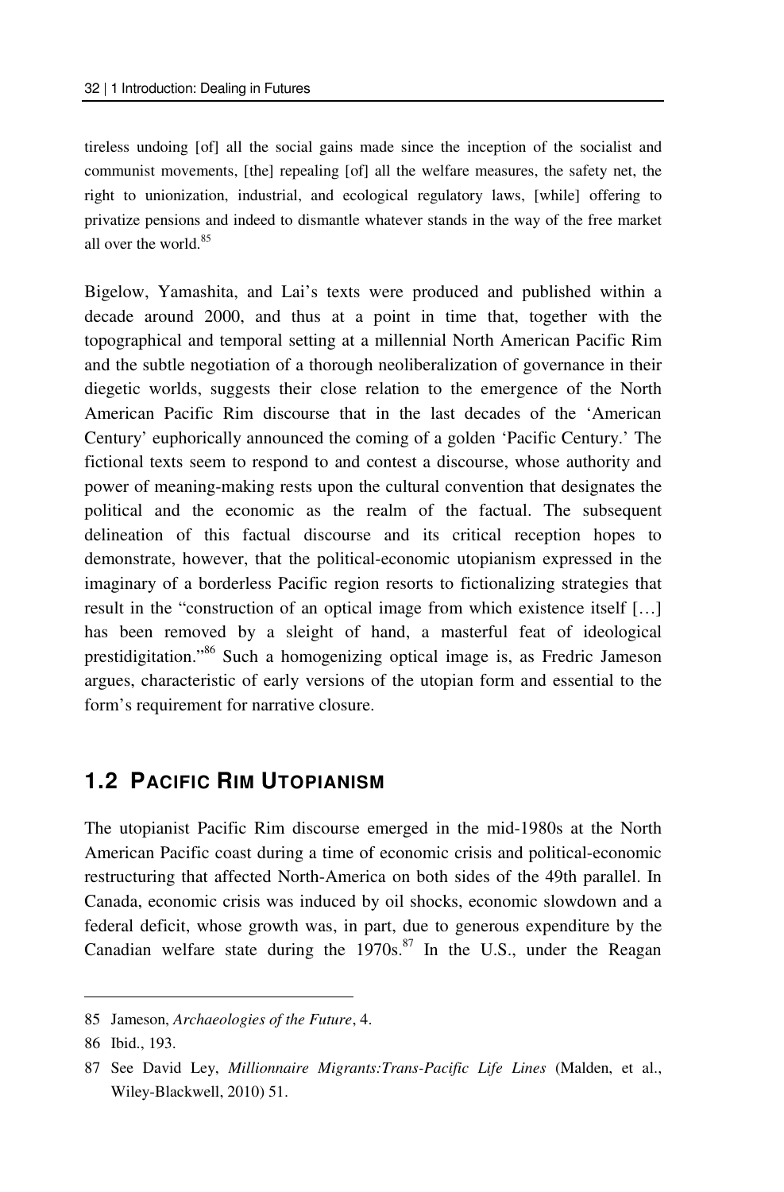tireless undoing [of] all the social gains made since the inception of the socialist and communist movements, [the] repealing [of] all the welfare measures, the safety net, the right to unionization, industrial, and ecological regulatory laws, [while] offering to privatize pensions and indeed to dismantle whatever stands in the way of the free market all over the world.[85]

Bigelow, Yamashita, and Lai's texts were produced and published within a decade around 2000, and thus at a point in time that, together with the topographical and temporal setting at a millennial North American Pacific Rim and the subtle negotiation of a thorough neoliberalization of governance in their diegetic worlds, suggests their close relation to the emergence of the North American Pacific Rim discourse that in the last decades of the 'American Century' euphorically announced the coming of a golden 'Pacific Century.' The fictional texts seem to respond to and contest a discourse, whose authority and power of meaning-making rests upon the cultural convention that designates the political and the economic as the realm of the factual. The subsequent delineation of this factual discourse and its critical reception hopes to demonstrate, however, that the political-economic utopianism expressed in the imaginary of a borderless Pacific region resorts to fictionalizing strategies that result in the "construction of an optical image from which existence itself […] has been removed by a sleight of hand, a masterful feat of ideological prestidigitation."[86] Such a homogenizing optical image is, as Fredric Jameson argues, characteristic of early versions of the utopian form and essential to the form's requirement for narrative closure.

## 1.2 Pacific Rim Utopianism

The utopianist Pacific Rim discourse emerged in the mid-1980s at the North American Pacific coast during a time of economic crisis and political-economic restructuring that affected North-America on both sides of the 49th parallel. In Canada, economic crisis was induced by oil shocks, economic slowdown and a federal deficit, whose growth was, in part, due to generous expenditure by the Canadian welfare state during the 1970s.[87] In the U.S., under the Reagan

---

85 Jameson, *Archaeologies of the Future*, 4.

86 Ibid., 193.

87 See David Ley, *Millionnaire Migrants:Trans-Pacific Life Lines* (Malden, et al., Wiley-Blackwell, 2010) 51.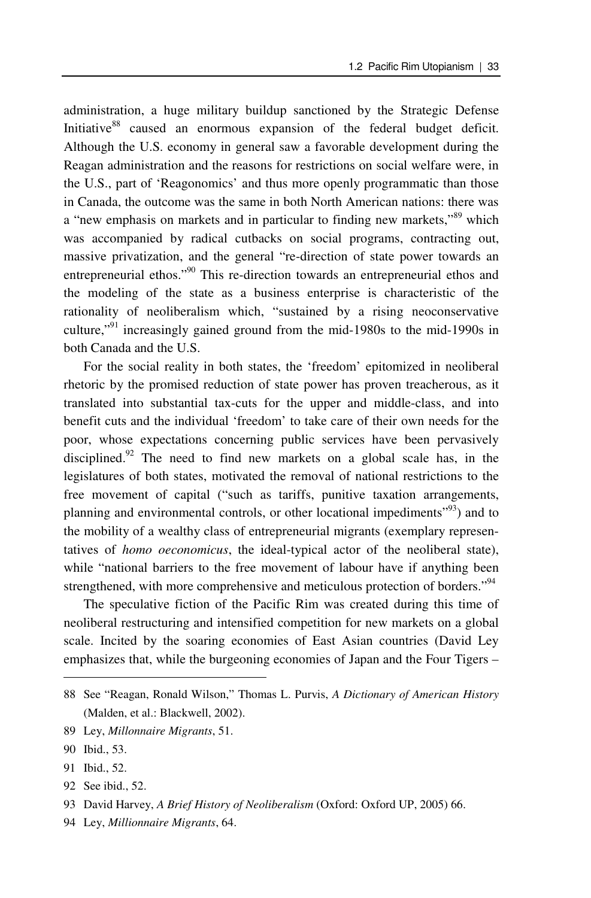administration, a huge military buildup sanctioned by the Strategic Defense Initiative[88] caused an enormous expansion of the federal budget deficit. Although the U.S. economy in general saw a favorable development during the Reagan administration and the reasons for restrictions on social welfare were, in the U.S., part of 'Reagonomics' and thus more openly programmatic than those in Canada, the outcome was the same in both North American nations: there was a "new emphasis on markets and in particular to finding new markets,"[89] which was accompanied by radical cutbacks on social programs, contracting out, massive privatization, and the general "re-direction of state power towards an entrepreneurial ethos."[90] This re-direction towards an entrepreneurial ethos and the modeling of the state as a business enterprise is characteristic of the rationality of neoliberalism which, "sustained by a rising neoconservative culture,"[91] increasingly gained ground from the mid-1980s to the mid-1990s in both Canada and the U.S.

For the social reality in both states, the 'freedom' epitomized in neoliberal rhetoric by the promised reduction of state power has proven treacherous, as it translated into substantial tax-cuts for the upper and middle-class, and into benefit cuts and the individual 'freedom' to take care of their own needs for the poor, whose expectations concerning public services have been pervasively disciplined.[92] The need to find new markets on a global scale has, in the legislatures of both states, motivated the removal of national restrictions to the free movement of capital ("such as tariffs, punitive taxation arrangements, planning and environmental controls, or other locational impediments"[93]) and to the mobility of a wealthy class of entrepreneurial migrants (exemplary representatives of *homo oeconomicus*, the ideal-typical actor of the neoliberal state), while "national barriers to the free movement of labour have if anything been strengthened, with more comprehensive and meticulous protection of borders."[94]

The speculative fiction of the Pacific Rim was created during this time of neoliberal restructuring and intensified competition for new markets on a global scale. Incited by the soaring economies of East Asian countries (David Ley emphasizes that, while the burgeoning economies of Japan and the Four Tigers –

---

88 See "Reagan, Ronald Wilson," Thomas L. Purvis, *A Dictionary of American History* (Malden, et al.: Blackwell, 2002).

89 Ley, *Millonnaire Migrants*, 51.

90 Ibid., 53.

91 Ibid., 52.

92 See ibid., 52.

93 David Harvey, *A Brief History of Neoliberalism* (Oxford: Oxford UP, 2005) 66.

94 Ley, *Millionnaire Migrants*, 64.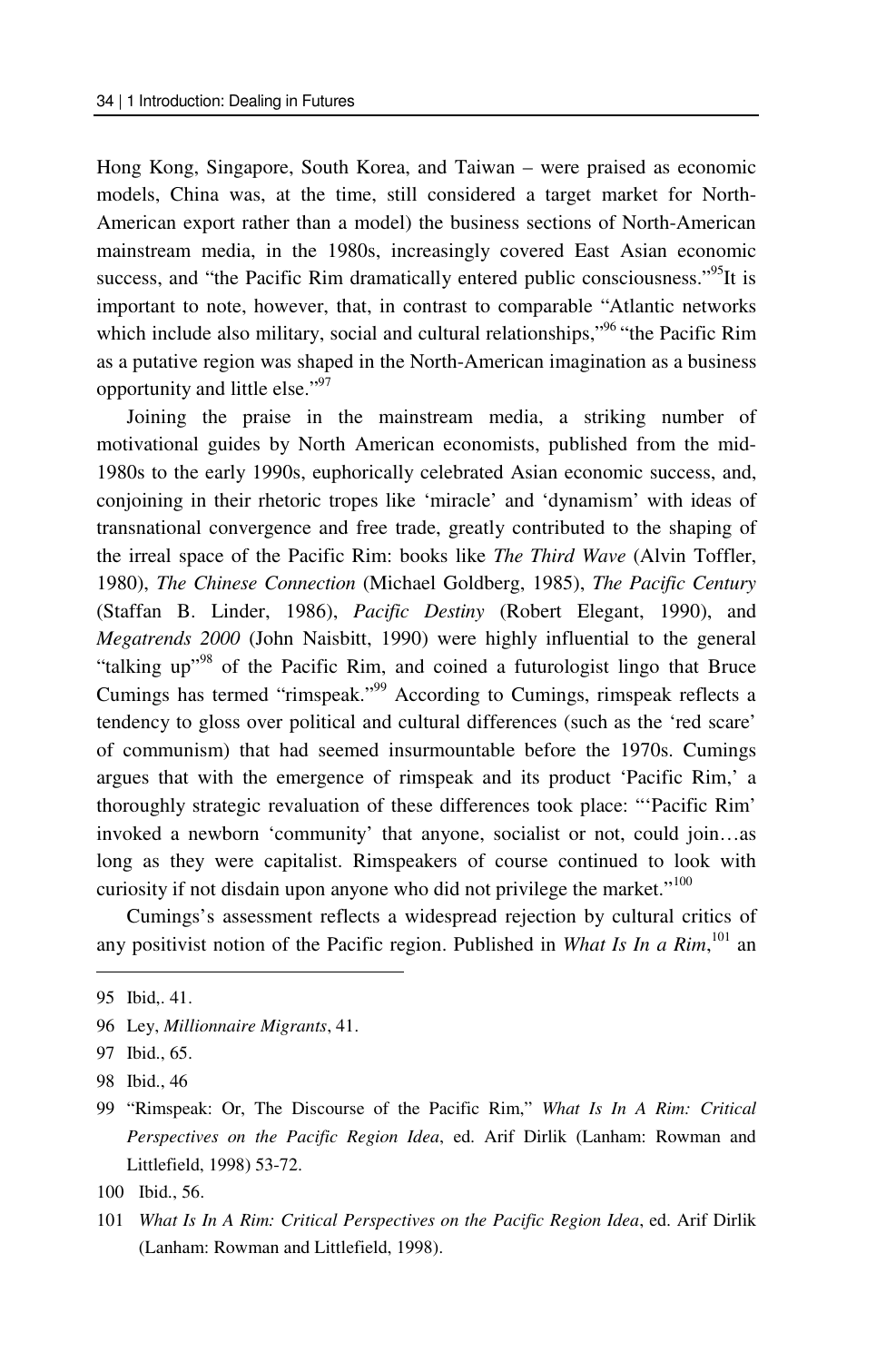Hong Kong, Singapore, South Korea, and Taiwan – were praised as economic models, China was, at the time, still considered a target market for North-American export rather than a model) the business sections of North-American mainstream media, in the 1980s, increasingly covered East Asian economic success, and "the Pacific Rim dramatically entered public consciousness."[95]It is important to note, however, that, in contrast to comparable "Atlantic networks which include also military, social and cultural relationships,"[96] "the Pacific Rim as a putative region was shaped in the North-American imagination as a business opportunity and little else."[97]

Joining the praise in the mainstream media, a striking number of motivational guides by North American economists, published from the mid-1980s to the early 1990s, euphorically celebrated Asian economic success, and, conjoining in their rhetoric tropes like 'miracle' and 'dynamism' with ideas of transnational convergence and free trade, greatly contributed to the shaping of the irreal space of the Pacific Rim: books like *The Third Wave* (Alvin Toffler, 1980), *The Chinese Connection* (Michael Goldberg, 1985), *The Pacific Century* (Staffan B. Linder, 1986), *Pacific Destiny* (Robert Elegant, 1990), and *Megatrends 2000* (John Naisbitt, 1990) were highly influential to the general "talking up"[98] of the Pacific Rim, and coined a futurologist lingo that Bruce Cumings has termed "rimspeak."[99] According to Cumings, rimspeak reflects a tendency to gloss over political and cultural differences (such as the 'red scare' of communism) that had seemed insurmountable before the 1970s. Cumings argues that with the emergence of rimspeak and its product 'Pacific Rim,' a thoroughly strategic revaluation of these differences took place: "'Pacific Rim' invoked a newborn 'community' that anyone, socialist or not, could join…as long as they were capitalist. Rimspeakers of course continued to look with curiosity if not disdain upon anyone who did not privilege the market."[100]

Cumings's assessment reflects a widespread rejection by cultural critics of any positivist notion of the Pacific region. Published in *What Is In a Rim*,[101] an

---

95 Ibid,. 41.

96 Ley, *Millionnaire Migrants*, 41.

97 Ibid., 65.

98 Ibid., 46

99 "Rimspeak: Or, The Discourse of the Pacific Rim," *What Is In A Rim: Critical Perspectives on the Pacific Region Idea*, ed. Arif Dirlik (Lanham: Rowman and Littlefield, 1998) 53-72.

100 Ibid., 56.

101 *What Is In A Rim: Critical Perspectives on the Pacific Region Idea*, ed. Arif Dirlik (Lanham: Rowman and Littlefield, 1998).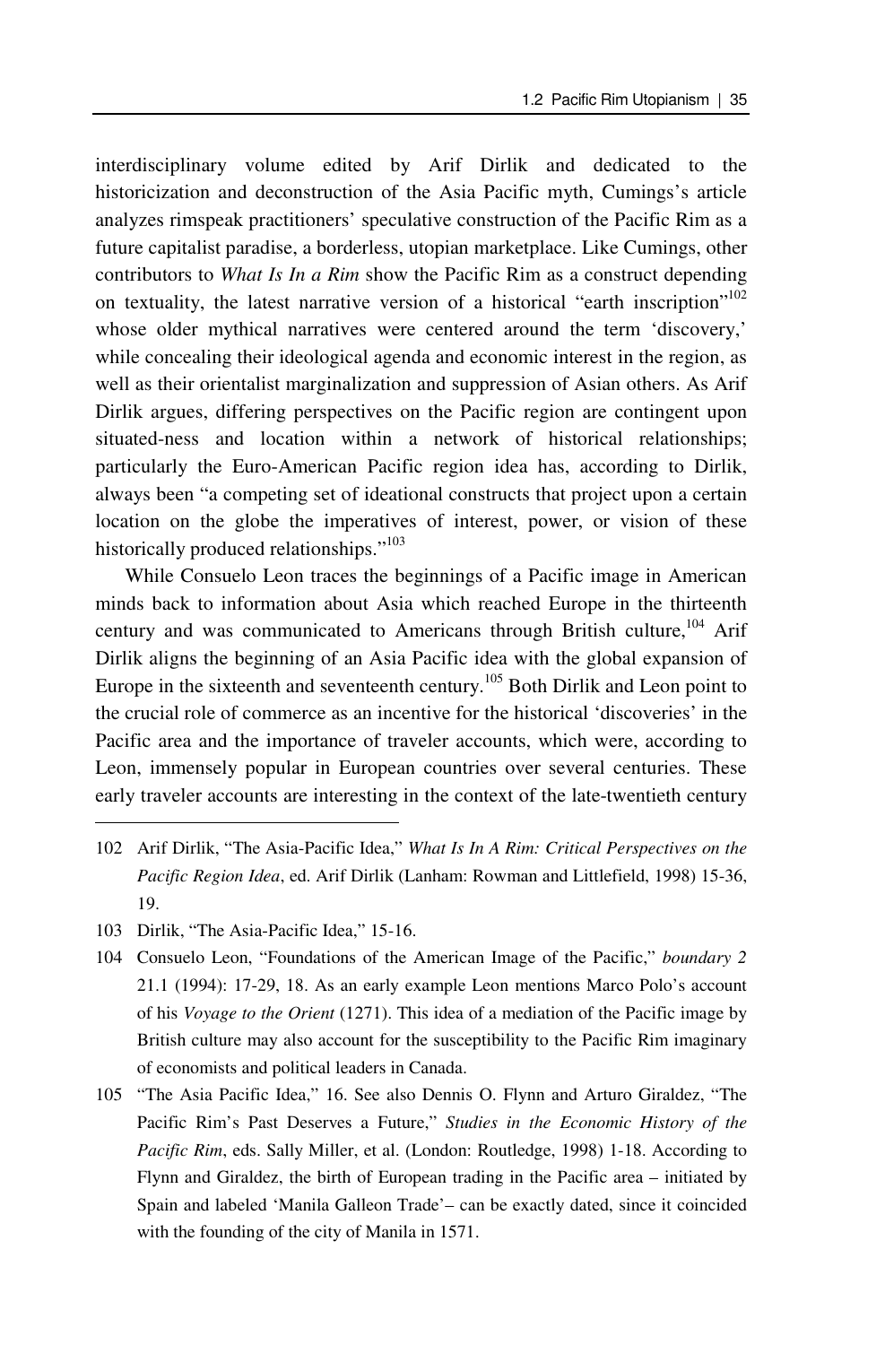interdisciplinary volume edited by Arif Dirlik and dedicated to the historicization and deconstruction of the Asia Pacific myth, Cumings's article analyzes rimspeak practitioners' speculative construction of the Pacific Rim as a future capitalist paradise, a borderless, utopian marketplace. Like Cumings, other contributors to *What Is In a Rim* show the Pacific Rim as a construct depending on textuality, the latest narrative version of a historical "earth inscription"[102] whose older mythical narratives were centered around the term 'discovery,' while concealing their ideological agenda and economic interest in the region, as well as their orientalist marginalization and suppression of Asian others. As Arif Dirlik argues, differing perspectives on the Pacific region are contingent upon situated-ness and location within a network of historical relationships; particularly the Euro-American Pacific region idea has, according to Dirlik, always been "a competing set of ideational constructs that project upon a certain location on the globe the imperatives of interest, power, or vision of these historically produced relationships."[103]

While Consuelo Leon traces the beginnings of a Pacific image in American minds back to information about Asia which reached Europe in the thirteenth century and was communicated to Americans through British culture,[104] Arif Dirlik aligns the beginning of an Asia Pacific idea with the global expansion of Europe in the sixteenth and seventeenth century.[105] Both Dirlik and Leon point to the crucial role of commerce as an incentive for the historical 'discoveries' in the Pacific area and the importance of traveler accounts, which were, according to Leon, immensely popular in European countries over several centuries. These early traveler accounts are interesting in the context of the late-twentieth century

---

102 Arif Dirlik, "The Asia-Pacific Idea," *What Is In A Rim: Critical Perspectives on the Pacific Region Idea*, ed. Arif Dirlik (Lanham: Rowman and Littlefield, 1998) 15-36, 19.

103 Dirlik, "The Asia-Pacific Idea," 15-16.

104 Consuelo Leon, "Foundations of the American Image of the Pacific," *boundary 2* 21.1 (1994): 17-29, 18. As an early example Leon mentions Marco Polo's account of his *Voyage to the Orient* (1271). This idea of a mediation of the Pacific image by British culture may also account for the susceptibility to the Pacific Rim imaginary of economists and political leaders in Canada.

105 "The Asia Pacific Idea," 16. See also Dennis O. Flynn and Arturo Giraldez, "The Pacific Rim's Past Deserves a Future," *Studies in the Economic History of the Pacific Rim*, eds. Sally Miller, et al. (London: Routledge, 1998) 1-18. According to Flynn and Giraldez, the birth of European trading in the Pacific area – initiated by Spain and labeled 'Manila Galleon Trade'– can be exactly dated, since it coincided with the founding of the city of Manila in 1571.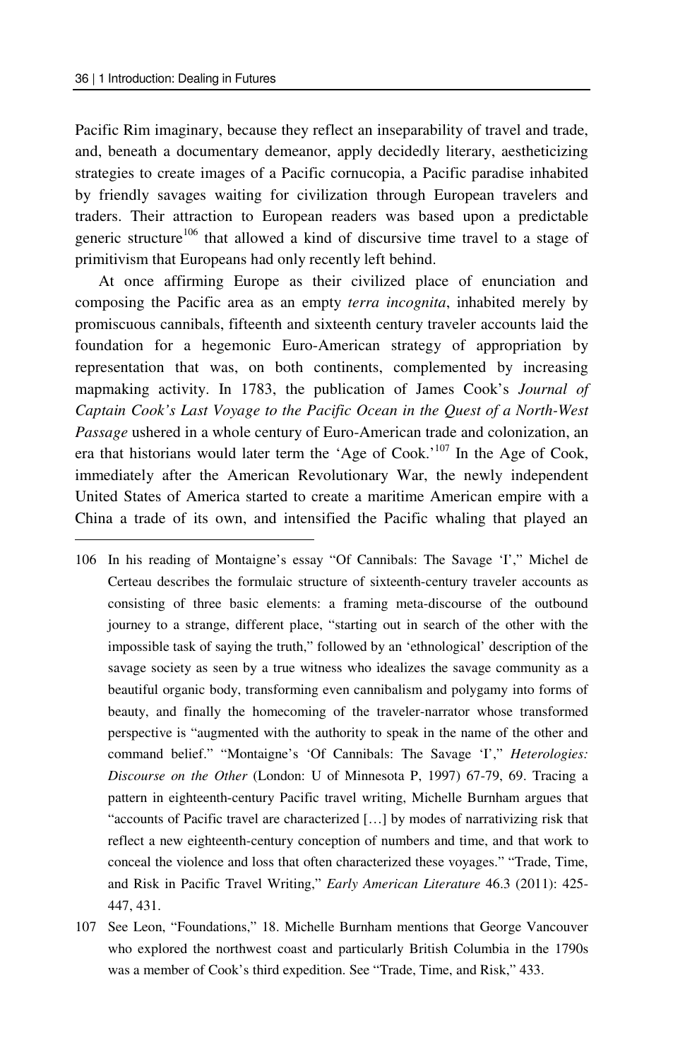Pacific Rim imaginary, because they reflect an inseparability of travel and trade, and, beneath a documentary demeanor, apply decidedly literary, aestheticizing strategies to create images of a Pacific cornucopia, a Pacific paradise inhabited by friendly savages waiting for civilization through European travelers and traders. Their attraction to European readers was based upon a predictable generic structure[106] that allowed a kind of discursive time travel to a stage of primitivism that Europeans had only recently left behind.

At once affirming Europe as their civilized place of enunciation and composing the Pacific area as an empty *terra incognita*, inhabited merely by promiscuous cannibals, fifteenth and sixteenth century traveler accounts laid the foundation for a hegemonic Euro-American strategy of appropriation by representation that was, on both continents, complemented by increasing mapmaking activity. In 1783, the publication of James Cook's *Journal of Captain Cook's Last Voyage to the Pacific Ocean in the Quest of a North-West Passage* ushered in a whole century of Euro-American trade and colonization, an era that historians would later term the 'Age of Cook.'[107] In the Age of Cook, immediately after the American Revolutionary War, the newly independent United States of America started to create a maritime American empire with a China a trade of its own, and intensified the Pacific whaling that played an

---

106 In his reading of Montaigne's essay "Of Cannibals: The Savage 'I'," Michel de Certeau describes the formulaic structure of sixteenth-century traveler accounts as consisting of three basic elements: a framing meta-discourse of the outbound journey to a strange, different place, "starting out in search of the other with the impossible task of saying the truth," followed by an 'ethnological' description of the savage society as seen by a true witness who idealizes the savage community as a beautiful organic body, transforming even cannibalism and polygamy into forms of beauty, and finally the homecoming of the traveler-narrator whose transformed perspective is "augmented with the authority to speak in the name of the other and command belief." "Montaigne's 'Of Cannibals: The Savage 'I'," *Heterologies: Discourse on the Other* (London: U of Minnesota P, 1997) 67-79, 69. Tracing a pattern in eighteenth-century Pacific travel writing, Michelle Burnham argues that "accounts of Pacific travel are characterized […] by modes of narrativizing risk that reflect a new eighteenth-century conception of numbers and time, and that work to conceal the violence and loss that often characterized these voyages." "Trade, Time, and Risk in Pacific Travel Writing," *Early American Literature* 46.3 (2011): 425-447, 431.

107 See Leon, "Foundations," 18. Michelle Burnham mentions that George Vancouver who explored the northwest coast and particularly British Columbia in the 1790s was a member of Cook's third expedition. See "Trade, Time, and Risk," 433.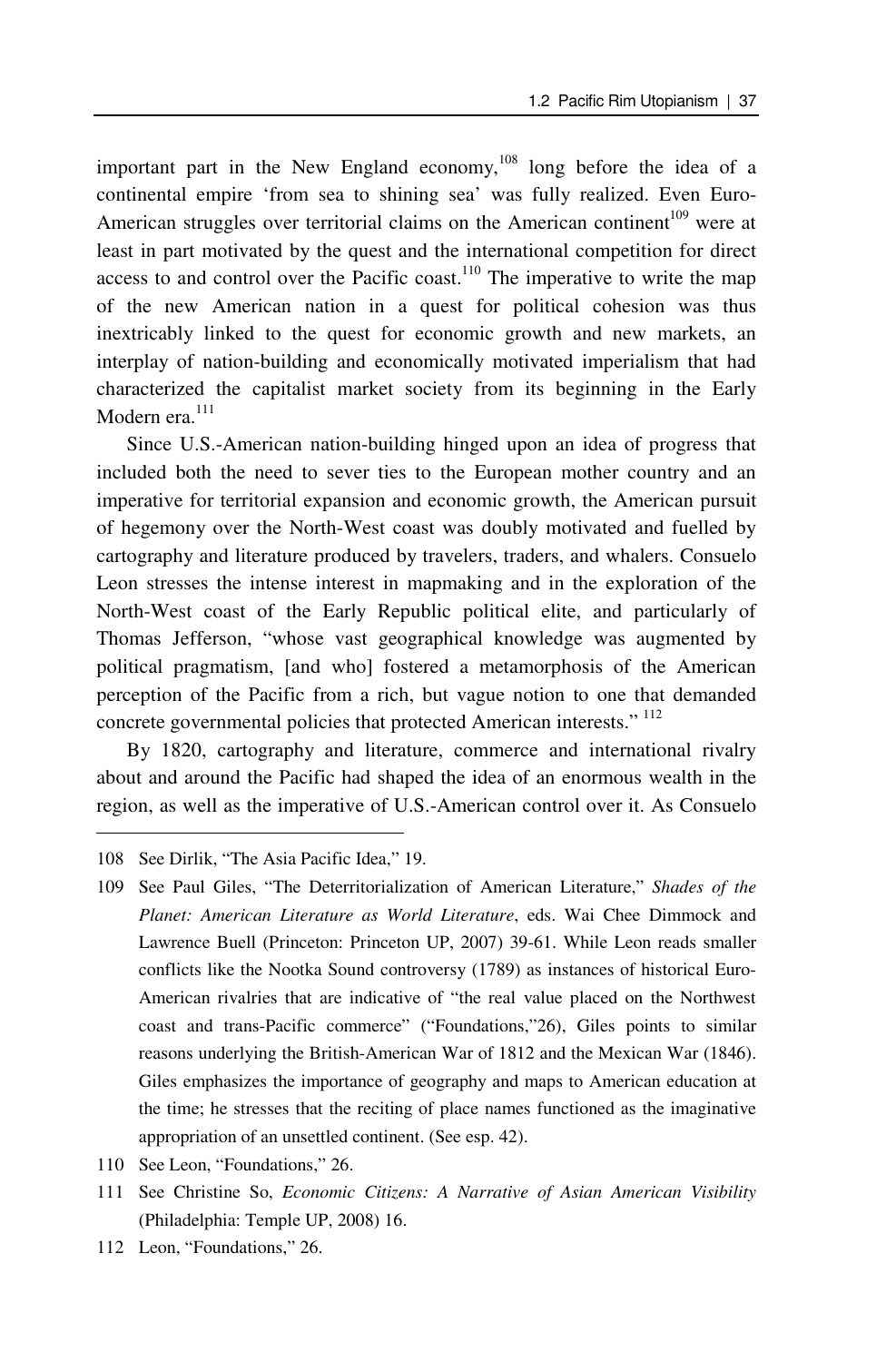important part in the New England economy,[108] long before the idea of a continental empire 'from sea to shining sea' was fully realized. Even Euro-American struggles over territorial claims on the American continent[109] were at least in part motivated by the quest and the international competition for direct access to and control over the Pacific coast.[110] The imperative to write the map of the new American nation in a quest for political cohesion was thus inextricably linked to the quest for economic growth and new markets, an interplay of nation-building and economically motivated imperialism that had characterized the capitalist market society from its beginning in the Early Modern era.[111]

Since U.S.-American nation-building hinged upon an idea of progress that included both the need to sever ties to the European mother country and an imperative for territorial expansion and economic growth, the American pursuit of hegemony over the North-West coast was doubly motivated and fuelled by cartography and literature produced by travelers, traders, and whalers. Consuelo Leon stresses the intense interest in mapmaking and in the exploration of the North-West coast of the Early Republic political elite, and particularly of Thomas Jefferson, "whose vast geographical knowledge was augmented by political pragmatism, [and who] fostered a metamorphosis of the American perception of the Pacific from a rich, but vague notion to one that demanded concrete governmental policies that protected American interests." [112]

By 1820, cartography and literature, commerce and international rivalry about and around the Pacific had shaped the idea of an enormous wealth in the region, as well as the imperative of U.S.-American control over it. As Consuelo

---

108 See Dirlik, "The Asia Pacific Idea," 19.

109 See Paul Giles, "The Deterritorialization of American Literature," *Shades of the Planet: American Literature as World Literature*, eds. Wai Chee Dimmock and Lawrence Buell (Princeton: Princeton UP, 2007) 39-61. While Leon reads smaller conflicts like the Nootka Sound controversy (1789) as instances of historical Euro-American rivalries that are indicative of "the real value placed on the Northwest coast and trans-Pacific commerce" ("Foundations,"26), Giles points to similar reasons underlying the British-American War of 1812 and the Mexican War (1846). Giles emphasizes the importance of geography and maps to American education at the time; he stresses that the reciting of place names functioned as the imaginative appropriation of an unsettled continent. (See esp. 42).

110 See Leon, "Foundations," 26.

111 See Christine So, *Economic Citizens: A Narrative of Asian American Visibility* (Philadelphia: Temple UP, 2008) 16.

112 Leon, "Foundations," 26.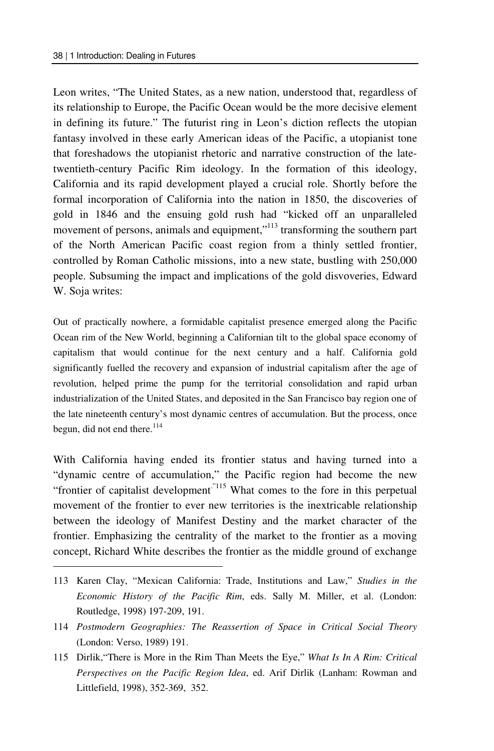Leon writes, "The United States, as a new nation, understood that, regardless of its relationship to Europe, the Pacific Ocean would be the more decisive element in defining its future." The futurist ring in Leon's diction reflects the utopian fantasy involved in these early American ideas of the Pacific, a utopianist tone that foreshadows the utopianist rhetoric and narrative construction of the late-twentieth-century Pacific Rim ideology. In the formation of this ideology, California and its rapid development played a crucial role. Shortly before the formal incorporation of California into the nation in 1850, the discoveries of gold in 1846 and the ensuing gold rush had "kicked off an unparalleled movement of persons, animals and equipment,"[113] transforming the southern part of the North American Pacific coast region from a thinly settled frontier, controlled by Roman Catholic missions, into a new state, bustling with 250,000 people. Subsuming the impact and implications of the gold disvoveries, Edward W. Soja writes:

> Out of practically nowhere, a formidable capitalist presence emerged along the Pacific Ocean rim of the New World, beginning a Californian tilt to the global space economy of capitalism that would continue for the next century and a half. California gold significantly fuelled the recovery and expansion of industrial capitalism after the age of revolution, helped prime the pump for the territorial consolidation and rapid urban industrialization of the United States, and deposited in the San Francisco bay region one of the late nineteenth century's most dynamic centres of accumulation. But the process, once begun, did not end there.[114]

With California having ended its frontier status and having turned into a "dynamic centre of accumulation," the Pacific region had become the new "frontier of capitalist development."[115] What comes to the fore in this perpetual movement of the frontier to ever new territories is the inextricable relationship between the ideology of Manifest Destiny and the market character of the frontier. Emphasizing the centrality of the market to the frontier as a moving concept, Richard White describes the frontier as the middle ground of exchange

---

113 Karen Clay, "Mexican California: Trade, Institutions and Law," *Studies in the Economic History of the Pacific Rim*, eds. Sally M. Miller, et al. (London: Routledge, 1998) 197-209, 191.

114 *Postmodern Geographies: The Reassertion of Space in Critical Social Theory* (London: Verso, 1989) 191.

115 Dirlik,"There is More in the Rim Than Meets the Eye," *What Is In A Rim: Critical Perspectives on the Pacific Region Idea*, ed. Arif Dirlik (Lanham: Rowman and Littlefield, 1998), 352-369, 352.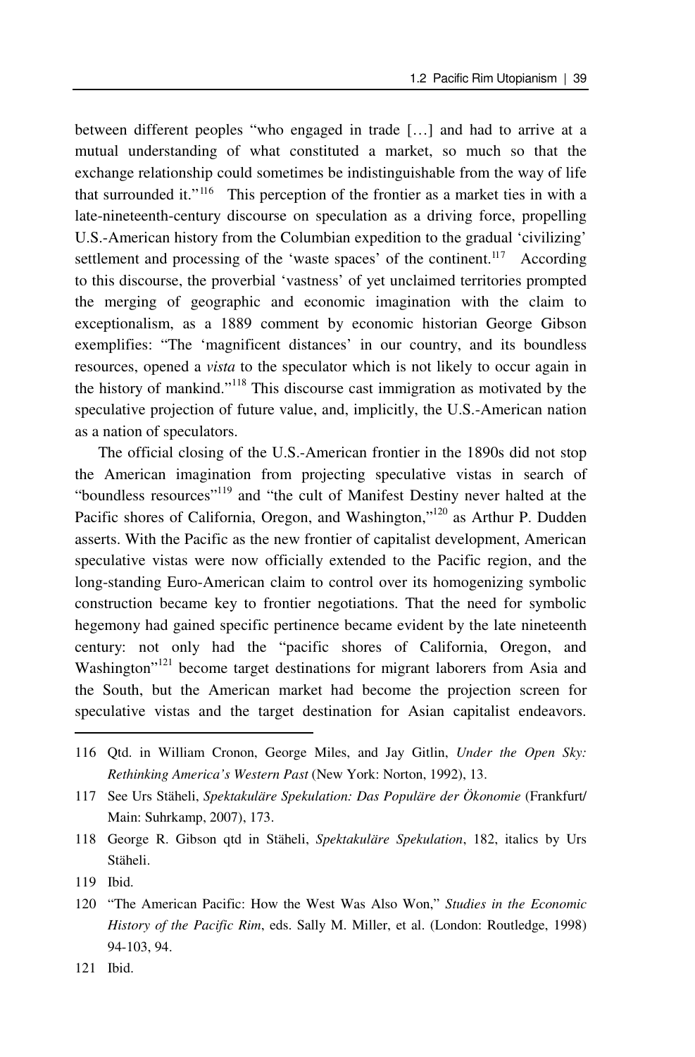between different peoples "who engaged in trade […] and had to arrive at a mutual understanding of what constituted a market, so much so that the exchange relationship could sometimes be indistinguishable from the way of life that surrounded it."[116] This perception of the frontier as a market ties in with a late-nineteenth-century discourse on speculation as a driving force, propelling U.S.-American history from the Columbian expedition to the gradual 'civilizing' settlement and processing of the 'waste spaces' of the continent.[117] According to this discourse, the proverbial 'vastness' of yet unclaimed territories prompted the merging of geographic and economic imagination with the claim to exceptionalism, as a 1889 comment by economic historian George Gibson exemplifies: "The 'magnificent distances' in our country, and its boundless resources, opened a *vista* to the speculator which is not likely to occur again in the history of mankind."[118] This discourse cast immigration as motivated by the speculative projection of future value, and, implicitly, the U.S.-American nation as a nation of speculators.

The official closing of the U.S.-American frontier in the 1890s did not stop the American imagination from projecting speculative vistas in search of "boundless resources"[119] and "the cult of Manifest Destiny never halted at the Pacific shores of California, Oregon, and Washington,"[120] as Arthur P. Dudden asserts. With the Pacific as the new frontier of capitalist development, American speculative vistas were now officially extended to the Pacific region, and the long-standing Euro-American claim to control over its homogenizing symbolic construction became key to frontier negotiations. That the need for symbolic hegemony had gained specific pertinence became evident by the late nineteenth century: not only had the "pacific shores of California, Oregon, and Washington"[121] become target destinations for migrant laborers from Asia and the South, but the American market had become the projection screen for speculative vistas and the target destination for Asian capitalist endeavors.

---

116 Qtd. in William Cronon, George Miles, and Jay Gitlin, *Under the Open Sky: Rethinking America's Western Past* (New York: Norton, 1992), 13.

117 See Urs Stäheli, *Spektakuläre Spekulation: Das Populäre der Ökonomie* (Frankfurt/ Main: Suhrkamp, 2007), 173.

118 George R. Gibson qtd in Stäheli, *Spektakuläre Spekulation*, 182, italics by Urs Stäheli.

119 Ibid.

120 "The American Pacific: How the West Was Also Won," *Studies in the Economic History of the Pacific Rim*, eds. Sally M. Miller, et al. (London: Routledge, 1998) 94-103, 94.

121 Ibid.